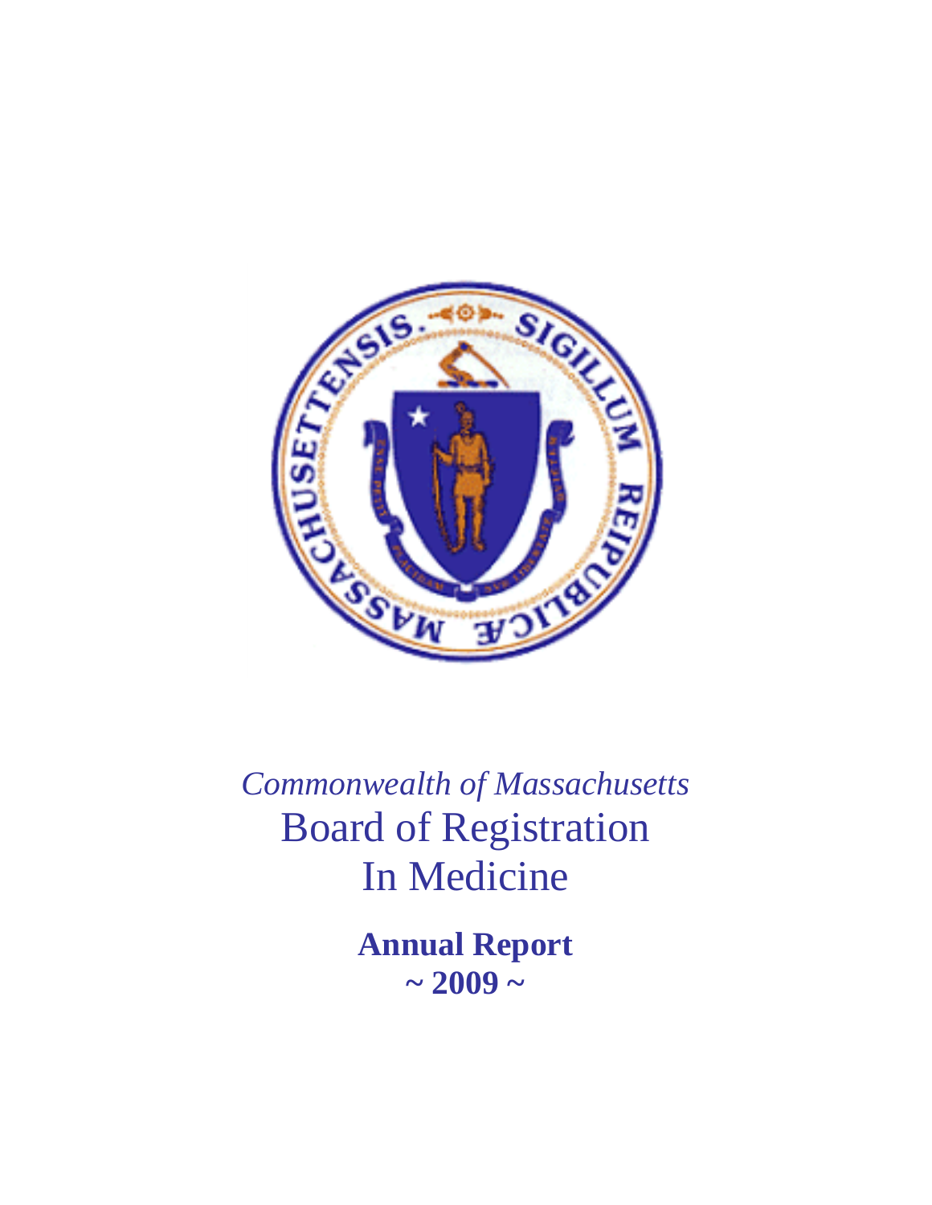*Commonwealth of Massachusetts*

# Board of Registration In Medicine

**Annual Report**

**~ 2009 ~**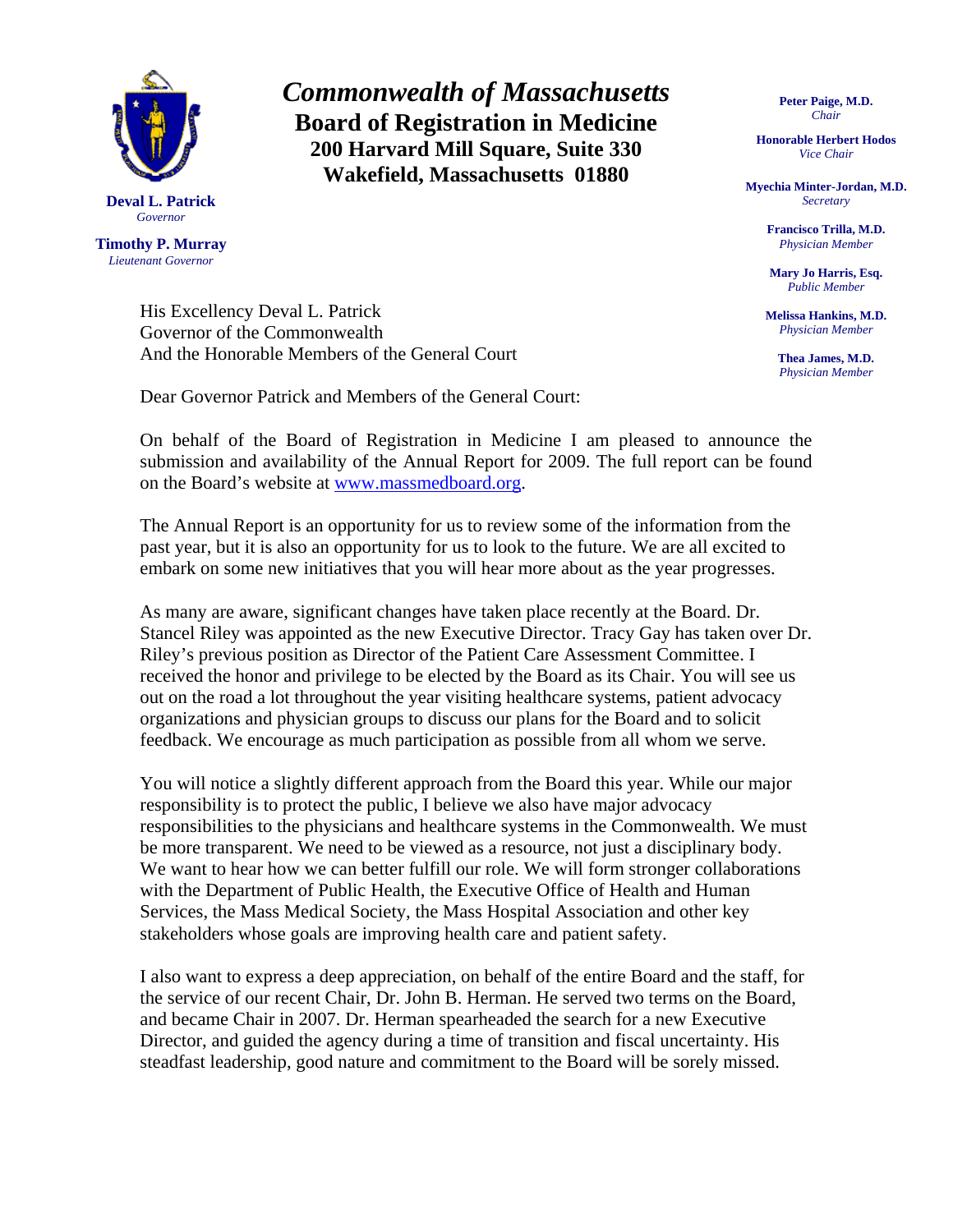# *Commonwealth of Massachusetts*
## Board of Registration in Medicine
### 200 Harvard Mill Square, Suite 330
### Wakefield, Massachusetts 01880

**Deval L. Patrick**
*Governor*

**Timothy P. Murray**
*Lieutenant Governor*

**Peter Paige, M.D.**
*Chair*

**Honorable Herbert Hodos**
*Vice Chair*

**Myechia Minter-Jordan, M.D.**
*Secretary*

**Francisco Trilla, M.D.**
*Physician Member*

**Mary Jo Harris, Esq.**
*Public Member*

**Melissa Hankins, M.D.**
*Physician Member*

**Thea James, M.D.**
*Physician Member*

His Excellency Deval L. Patrick
Governor of the Commonwealth
And the Honorable Members of the General Court

Dear Governor Patrick and Members of the General Court:

On behalf of the Board of Registration in Medicine I am pleased to announce the submission and availability of the Annual Report for 2009. The full report can be found on the Board's website at [www.massmedboard.org](http://www.massmedboard.org).

The Annual Report is an opportunity for us to review some of the information from the past year, but it is also an opportunity for us to look to the future. We are all excited to embark on some new initiatives that you will hear more about as the year progresses.

As many are aware, significant changes have taken place recently at the Board. Dr. Stancel Riley was appointed as the new Executive Director. Tracy Gay has taken over Dr. Riley's previous position as Director of the Patient Care Assessment Committee. I received the honor and privilege to be elected by the Board as its Chair. You will see us out on the road a lot throughout the year visiting healthcare systems, patient advocacy organizations and physician groups to discuss our plans for the Board and to solicit feedback. We encourage as much participation as possible from all whom we serve.

You will notice a slightly different approach from the Board this year. While our major responsibility is to protect the public, I believe we also have major advocacy responsibilities to the physicians and healthcare systems in the Commonwealth. We must be more transparent. We need to be viewed as a resource, not just a disciplinary body. We want to hear how we can better fulfill our role. We will form stronger collaborations with the Department of Public Health, the Executive Office of Health and Human Services, the Mass Medical Society, the Mass Hospital Association and other key stakeholders whose goals are improving health care and patient safety.

I also want to express a deep appreciation, on behalf of the entire Board and the staff, for the service of our recent Chair, Dr. John B. Herman. He served two terms on the Board, and became Chair in 2007. Dr. Herman spearheaded the search for a new Executive Director, and guided the agency during a time of transition and fiscal uncertainty. His steadfast leadership, good nature and commitment to the Board will be sorely missed.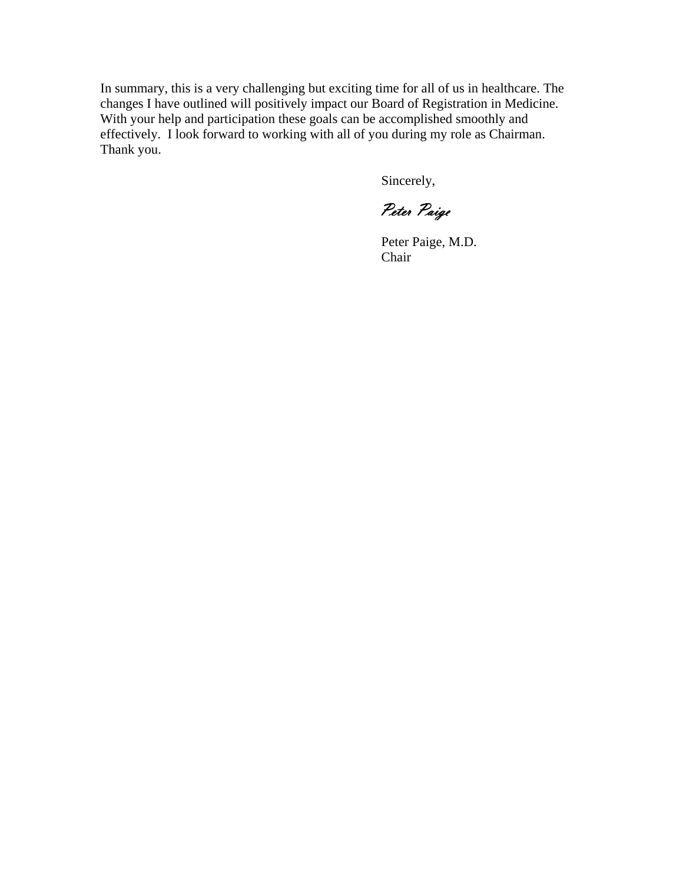In summary, this is a very challenging but exciting time for all of us in healthcare. The changes I have outlined will positively impact our Board of Registration in Medicine. With your help and participation these goals can be accomplished smoothly and effectively. I look forward to working with all of you during my role as Chairman. Thank you.

Sincerely,

*Peter Paige*

Peter Paige, M.D.
Chair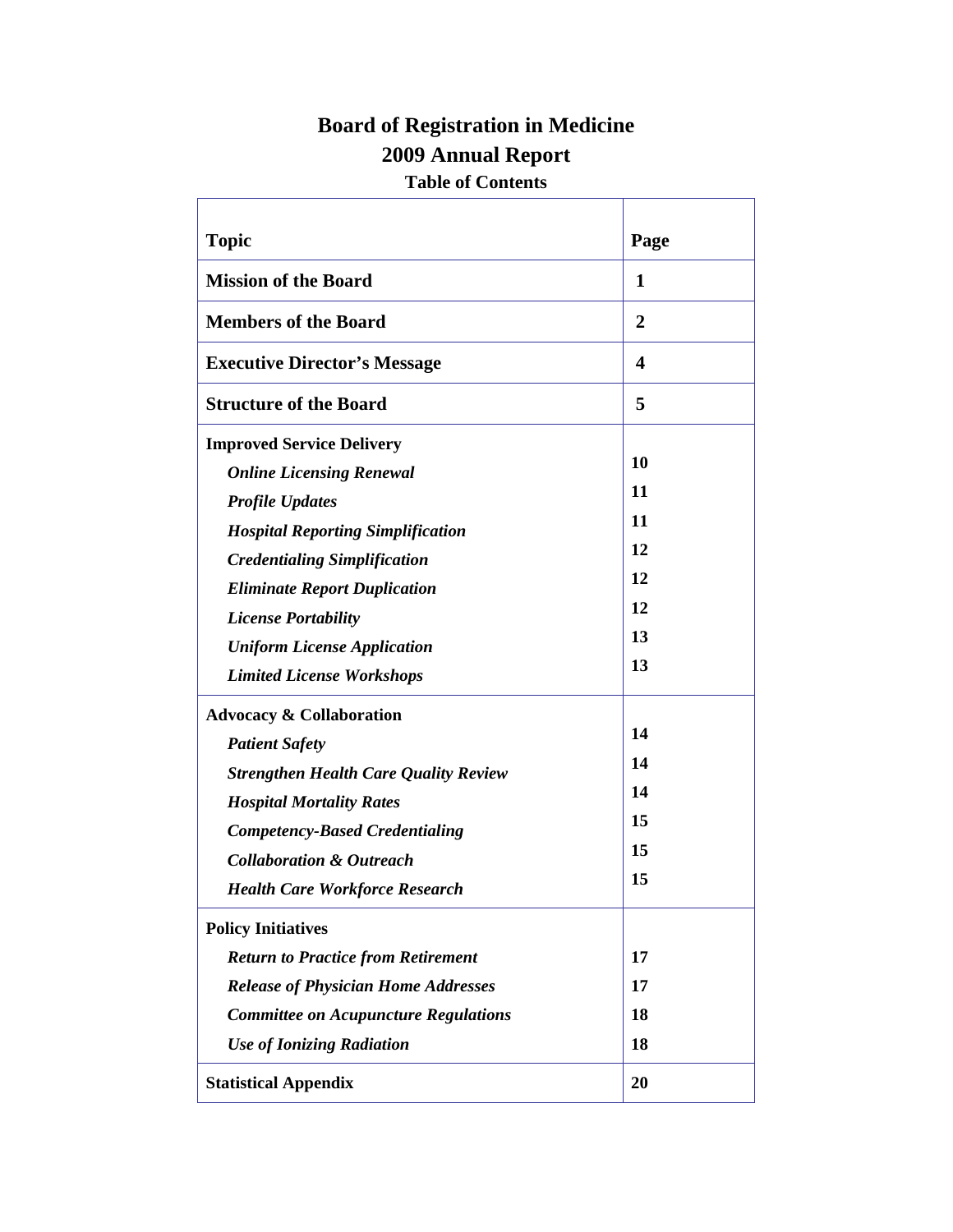# Board of Registration in Medicine

## 2009 Annual Report

### Table of Contents

| Topic | Page |
| --- | --- |
| **Mission of the Board** | **1** |
| **Members of the Board** | **2** |
| **Executive Director's Message** | **4** |
| **Structure of the Board** | **5** |
| **Improved Service Delivery** | |
| ***Online Licensing Renewal*** | **10** |
| ***Profile Updates*** | **11** |
| ***Hospital Reporting Simplification*** | **11** |
| ***Credentialing Simplification*** | **12** |
| ***Eliminate Report Duplication*** | **12** |
| ***License Portability*** | **12** |
| ***Uniform License Application*** | **13** |
| ***Limited License Workshops*** | **13** |
| **Advocacy & Collaboration** | |
| ***Patient Safety*** | **14** |
| ***Strengthen Health Care Quality Review*** | **14** |
| ***Hospital Mortality Rates*** | **14** |
| ***Competency-Based Credentialing*** | **15** |
| ***Collaboration & Outreach*** | **15** |
| ***Health Care Workforce Research*** | **15** |
| **Policy Initiatives** | |
| ***Return to Practice from Retirement*** | **17** |
| ***Release of Physician Home Addresses*** | **17** |
| ***Committee on Acupuncture Regulations*** | **18** |
| ***Use of Ionizing Radiation*** | **18** |
| **Statistical Appendix** | **20** |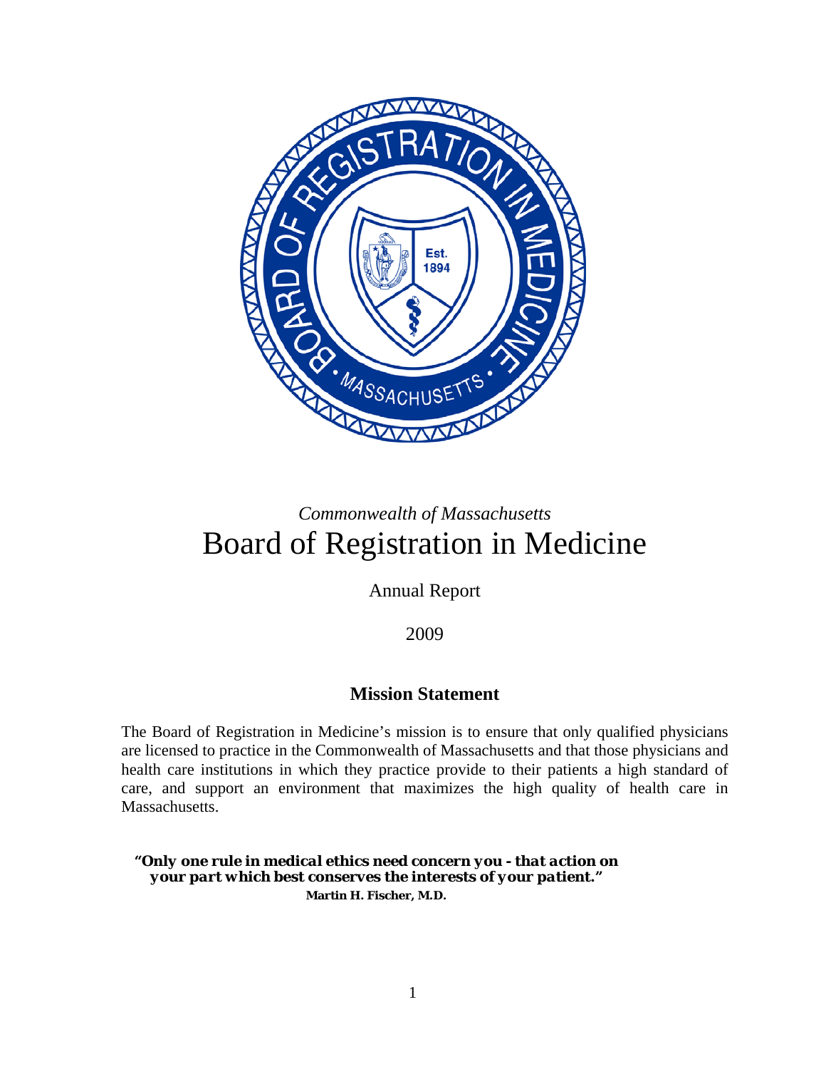*Commonwealth of Massachusetts*

# Board of Registration in Medicine

Annual Report

2009

## Mission Statement

The Board of Registration in Medicine's mission is to ensure that only qualified physicians are licensed to practice in the Commonwealth of Massachusetts and that those physicians and health care institutions in which they practice provide to their patients a high standard of care, and support an environment that maximizes the high quality of health care in Massachusetts.

***"Only one rule in medical ethics need concern you - that action on your part which best conserves the interests of your patient."***
**Martin H. Fischer, M.D.**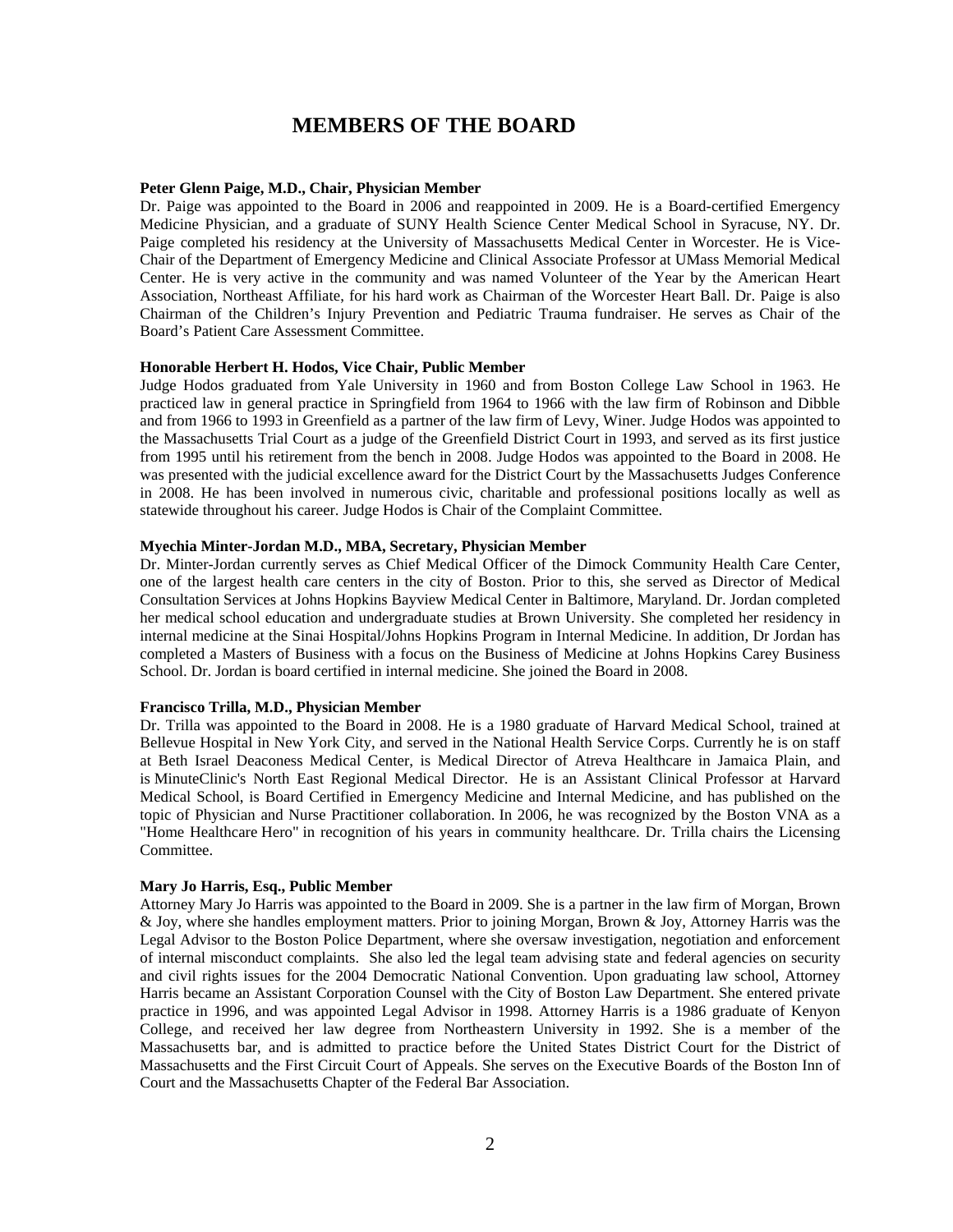# MEMBERS OF THE BOARD

**Peter Glenn Paige, M.D., Chair, Physician Member**

Dr. Paige was appointed to the Board in 2006 and reappointed in 2009. He is a Board-certified Emergency Medicine Physician, and a graduate of SUNY Health Science Center Medical School in Syracuse, NY. Dr. Paige completed his residency at the University of Massachusetts Medical Center in Worcester. He is Vice-Chair of the Department of Emergency Medicine and Clinical Associate Professor at UMass Memorial Medical Center. He is very active in the community and was named Volunteer of the Year by the American Heart Association, Northeast Affiliate, for his hard work as Chairman of the Worcester Heart Ball. Dr. Paige is also Chairman of the Children's Injury Prevention and Pediatric Trauma fundraiser. He serves as Chair of the Board's Patient Care Assessment Committee.

**Honorable Herbert H. Hodos, Vice Chair, Public Member**

Judge Hodos graduated from Yale University in 1960 and from Boston College Law School in 1963. He practiced law in general practice in Springfield from 1964 to 1966 with the law firm of Robinson and Dibble and from 1966 to 1993 in Greenfield as a partner of the law firm of Levy, Winer. Judge Hodos was appointed to the Massachusetts Trial Court as a judge of the Greenfield District Court in 1993, and served as its first justice from 1995 until his retirement from the bench in 2008. Judge Hodos was appointed to the Board in 2008. He was presented with the judicial excellence award for the District Court by the Massachusetts Judges Conference in 2008. He has been involved in numerous civic, charitable and professional positions locally as well as statewide throughout his career. Judge Hodos is Chair of the Complaint Committee.

**Myechia Minter-Jordan M.D., MBA, Secretary, Physician Member**

Dr. Minter-Jordan currently serves as Chief Medical Officer of the Dimock Community Health Care Center, one of the largest health care centers in the city of Boston. Prior to this, she served as Director of Medical Consultation Services at Johns Hopkins Bayview Medical Center in Baltimore, Maryland. Dr. Jordan completed her medical school education and undergraduate studies at Brown University. She completed her residency in internal medicine at the Sinai Hospital/Johns Hopkins Program in Internal Medicine. In addition, Dr Jordan has completed a Masters of Business with a focus on the Business of Medicine at Johns Hopkins Carey Business School. Dr. Jordan is board certified in internal medicine. She joined the Board in 2008.

**Francisco Trilla, M.D., Physician Member**

Dr. Trilla was appointed to the Board in 2008. He is a 1980 graduate of Harvard Medical School, trained at Bellevue Hospital in New York City, and served in the National Health Service Corps. Currently he is on staff at Beth Israel Deaconess Medical Center, is Medical Director of Atreva Healthcare in Jamaica Plain, and is MinuteClinic's North East Regional Medical Director. He is an Assistant Clinical Professor at Harvard Medical School, is Board Certified in Emergency Medicine and Internal Medicine, and has published on the topic of Physician and Nurse Practitioner collaboration. In 2006, he was recognized by the Boston VNA as a "Home Healthcare Hero" in recognition of his years in community healthcare. Dr. Trilla chairs the Licensing Committee.

**Mary Jo Harris, Esq., Public Member**

Attorney Mary Jo Harris was appointed to the Board in 2009. She is a partner in the law firm of Morgan, Brown & Joy, where she handles employment matters. Prior to joining Morgan, Brown & Joy, Attorney Harris was the Legal Advisor to the Boston Police Department, where she oversaw investigation, negotiation and enforcement of internal misconduct complaints. She also led the legal team advising state and federal agencies on security and civil rights issues for the 2004 Democratic National Convention. Upon graduating law school, Attorney Harris became an Assistant Corporation Counsel with the City of Boston Law Department. She entered private practice in 1996, and was appointed Legal Advisor in 1998. Attorney Harris is a 1986 graduate of Kenyon College, and received her law degree from Northeastern University in 1992. She is a member of the Massachusetts bar, and is admitted to practice before the United States District Court for the District of Massachusetts and the First Circuit Court of Appeals. She serves on the Executive Boards of the Boston Inn of Court and the Massachusetts Chapter of the Federal Bar Association.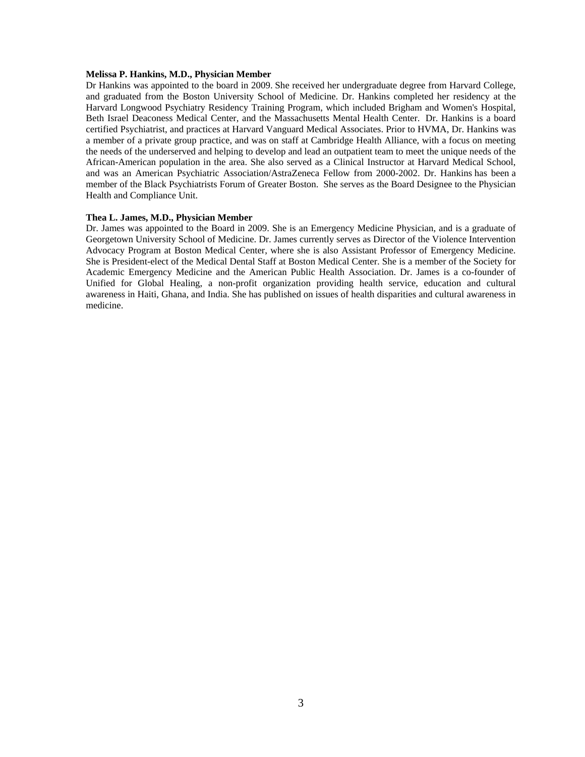**Melissa P. Hankins, M.D., Physician Member**

Dr Hankins was appointed to the board in 2009. She received her undergraduate degree from Harvard College, and graduated from the Boston University School of Medicine. Dr. Hankins completed her residency at the Harvard Longwood Psychiatry Residency Training Program, which included Brigham and Women's Hospital, Beth Israel Deaconess Medical Center, and the Massachusetts Mental Health Center. Dr. Hankins is a board certified Psychiatrist, and practices at Harvard Vanguard Medical Associates. Prior to HVMA, Dr. Hankins was a member of a private group practice, and was on staff at Cambridge Health Alliance, with a focus on meeting the needs of the underserved and helping to develop and lead an outpatient team to meet the unique needs of the African-American population in the area. She also served as a Clinical Instructor at Harvard Medical School, and was an American Psychiatric Association/AstraZeneca Fellow from 2000-2002. Dr. Hankins has been a member of the Black Psychiatrists Forum of Greater Boston. She serves as the Board Designee to the Physician Health and Compliance Unit.

**Thea L. James, M.D., Physician Member**

Dr. James was appointed to the Board in 2009. She is an Emergency Medicine Physician, and is a graduate of Georgetown University School of Medicine. Dr. James currently serves as Director of the Violence Intervention Advocacy Program at Boston Medical Center, where she is also Assistant Professor of Emergency Medicine. She is President-elect of the Medical Dental Staff at Boston Medical Center. She is a member of the Society for Academic Emergency Medicine and the American Public Health Association. Dr. James is a co-founder of Unified for Global Healing, a non-profit organization providing health service, education and cultural awareness in Haiti, Ghana, and India. She has published on issues of health disparities and cultural awareness in medicine.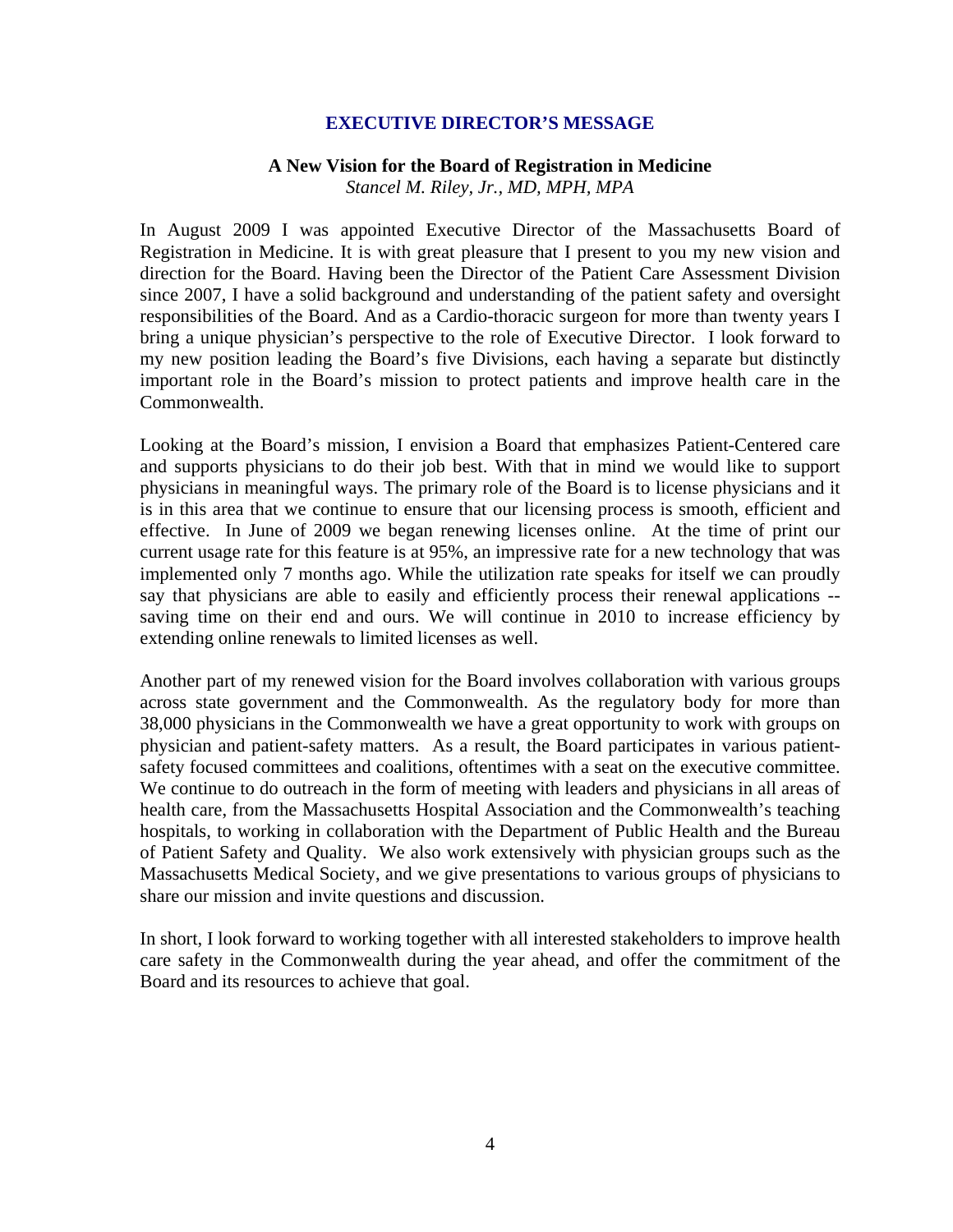## EXECUTIVE DIRECTOR'S MESSAGE

### A New Vision for the Board of Registration in Medicine

*Stancel M. Riley, Jr., MD, MPH, MPA*

In August 2009 I was appointed Executive Director of the Massachusetts Board of Registration in Medicine. It is with great pleasure that I present to you my new vision and direction for the Board. Having been the Director of the Patient Care Assessment Division since 2007, I have a solid background and understanding of the patient safety and oversight responsibilities of the Board. And as a Cardio-thoracic surgeon for more than twenty years I bring a unique physician's perspective to the role of Executive Director. I look forward to my new position leading the Board's five Divisions, each having a separate but distinctly important role in the Board's mission to protect patients and improve health care in the Commonwealth.

Looking at the Board's mission, I envision a Board that emphasizes Patient-Centered care and supports physicians to do their job best. With that in mind we would like to support physicians in meaningful ways. The primary role of the Board is to license physicians and it is in this area that we continue to ensure that our licensing process is smooth, efficient and effective. In June of 2009 we began renewing licenses online. At the time of print our current usage rate for this feature is at 95%, an impressive rate for a new technology that was implemented only 7 months ago. While the utilization rate speaks for itself we can proudly say that physicians are able to easily and efficiently process their renewal applications -- saving time on their end and ours. We will continue in 2010 to increase efficiency by extending online renewals to limited licenses as well.

Another part of my renewed vision for the Board involves collaboration with various groups across state government and the Commonwealth. As the regulatory body for more than 38,000 physicians in the Commonwealth we have a great opportunity to work with groups on physician and patient-safety matters. As a result, the Board participates in various patient-safety focused committees and coalitions, oftentimes with a seat on the executive committee. We continue to do outreach in the form of meeting with leaders and physicians in all areas of health care, from the Massachusetts Hospital Association and the Commonwealth's teaching hospitals, to working in collaboration with the Department of Public Health and the Bureau of Patient Safety and Quality. We also work extensively with physician groups such as the Massachusetts Medical Society, and we give presentations to various groups of physicians to share our mission and invite questions and discussion.

In short, I look forward to working together with all interested stakeholders to improve health care safety in the Commonwealth during the year ahead, and offer the commitment of the Board and its resources to achieve that goal.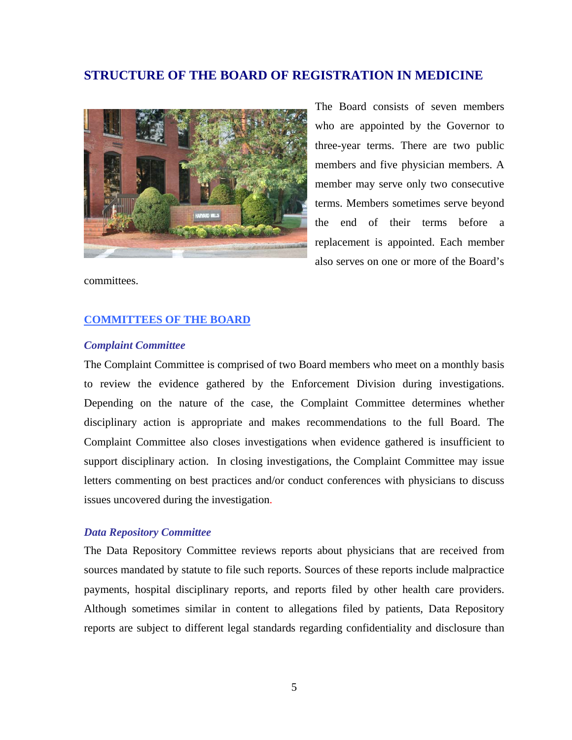## STRUCTURE OF THE BOARD OF REGISTRATION IN MEDICINE

The Board consists of seven members who are appointed by the Governor to three-year terms. There are two public members and five physician members. A member may serve only two consecutive terms. Members sometimes serve beyond the end of their terms before a replacement is appointed. Each member also serves on one or more of the Board's committees.

### COMMITTEES OF THE BOARD

#### *Complaint Committee*

The Complaint Committee is comprised of two Board members who meet on a monthly basis to review the evidence gathered by the Enforcement Division during investigations. Depending on the nature of the case, the Complaint Committee determines whether disciplinary action is appropriate and makes recommendations to the full Board. The Complaint Committee also closes investigations when evidence gathered is insufficient to support disciplinary action. In closing investigations, the Complaint Committee may issue letters commenting on best practices and/or conduct conferences with physicians to discuss issues uncovered during the investigation.

#### *Data Repository Committee*

The Data Repository Committee reviews reports about physicians that are received from sources mandated by statute to file such reports. Sources of these reports include malpractice payments, hospital disciplinary reports, and reports filed by other health care providers. Although sometimes similar in content to allegations filed by patients, Data Repository reports are subject to different legal standards regarding confidentiality and disclosure than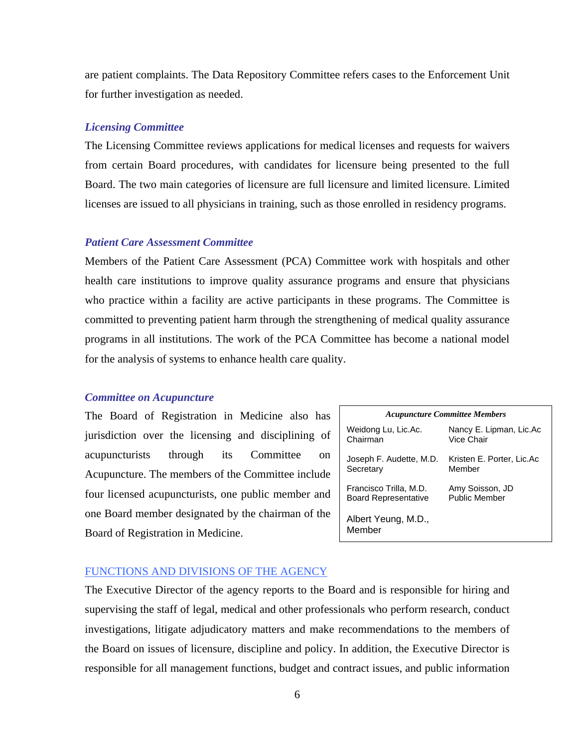are patient complaints. The Data Repository Committee refers cases to the Enforcement Unit for further investigation as needed.

### *Licensing Committee*

The Licensing Committee reviews applications for medical licenses and requests for waivers from certain Board procedures, with candidates for licensure being presented to the full Board. The two main categories of licensure are full licensure and limited licensure. Limited licenses are issued to all physicians in training, such as those enrolled in residency programs.

### *Patient Care Assessment Committee*

Members of the Patient Care Assessment (PCA) Committee work with hospitals and other health care institutions to improve quality assurance programs and ensure that physicians who practice within a facility are active participants in these programs. The Committee is committed to preventing patient harm through the strengthening of medical quality assurance programs in all institutions. The work of the PCA Committee has become a national model for the analysis of systems to enhance health care quality.

### *Committee on Acupuncture*

The Board of Registration in Medicine also has jurisdiction over the licensing and disciplining of acupuncturists through its Committee on Acupuncture. The members of the Committee include four licensed acupuncturists, one public member and one Board member designated by the chairman of the Board of Registration in Medicine.

| *Acupuncture Committee Members* | |
|---|---|
| Weidong Lu, Lic.Ac. Chairman | Nancy E. Lipman, Lic.Ac Vice Chair |
| Joseph F. Audette, M.D. Secretary | Kristen E. Porter, Lic.Ac Member |
| Francisco Trilla, M.D. Board Representative | Amy Soisson, JD Public Member |
| Albert Yeung, M.D., Member | |

## FUNCTIONS AND DIVISIONS OF THE AGENCY

The Executive Director of the agency reports to the Board and is responsible for hiring and supervising the staff of legal, medical and other professionals who perform research, conduct investigations, litigate adjudicatory matters and make recommendations to the members of the Board on issues of licensure, discipline and policy. In addition, the Executive Director is responsible for all management functions, budget and contract issues, and public information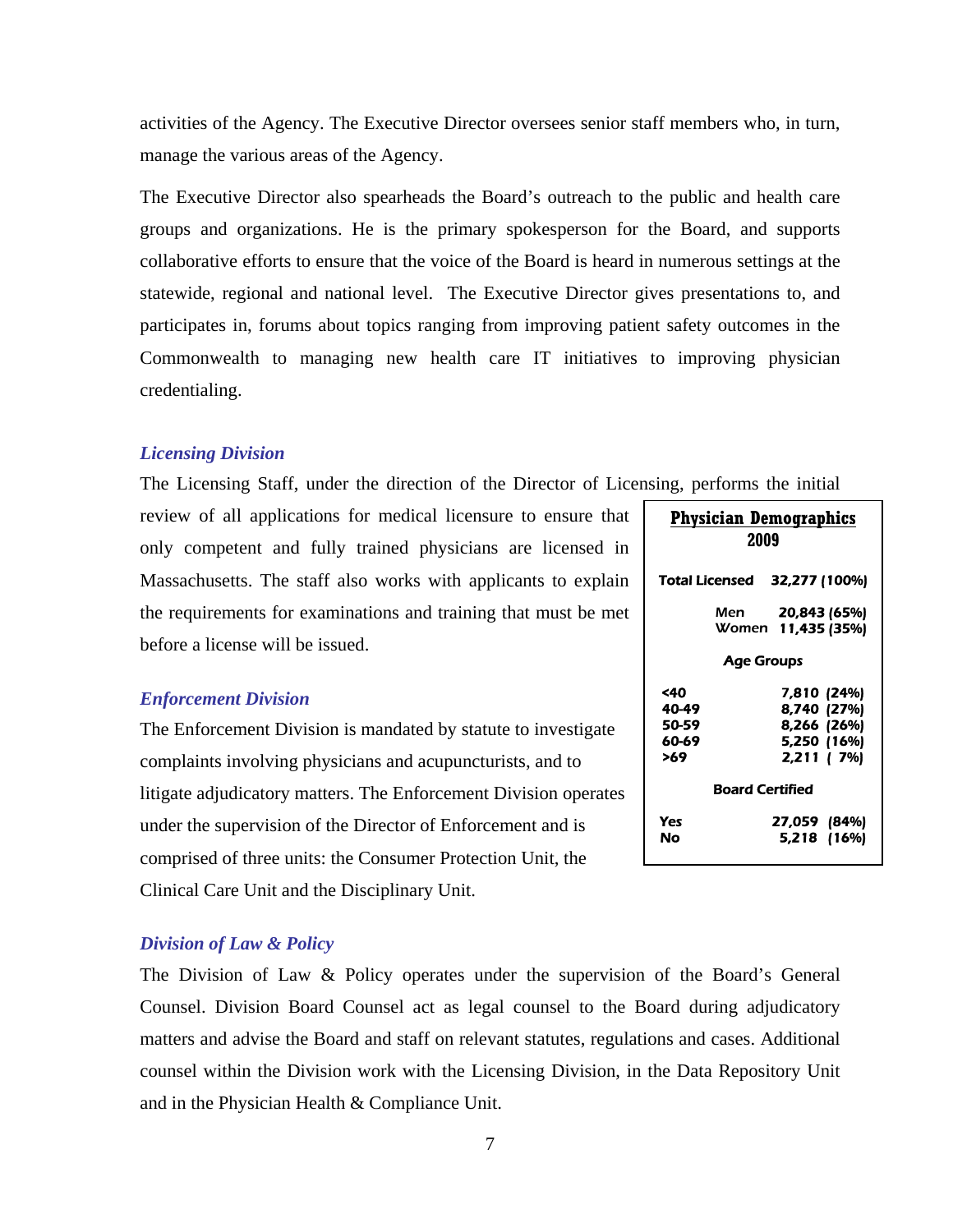activities of the Agency. The Executive Director oversees senior staff members who, in turn, manage the various areas of the Agency.

The Executive Director also spearheads the Board's outreach to the public and health care groups and organizations. He is the primary spokesperson for the Board, and supports collaborative efforts to ensure that the voice of the Board is heard in numerous settings at the statewide, regional and national level. The Executive Director gives presentations to, and participates in, forums about topics ranging from improving patient safety outcomes in the Commonwealth to managing new health care IT initiatives to improving physician credentialing.

### *Licensing Division*

The Licensing Staff, under the direction of the Director of Licensing, performs the initial review of all applications for medical licensure to ensure that only competent and fully trained physicians are licensed in Massachusetts. The staff also works with applicants to explain the requirements for examinations and training that must be met before a license will be issued.

**Physician Demographics 2009**

| | |
|---|---|
| **Total Licensed** | **32,277 (100%)** |
| Men | 20,843 (65%) |
| Women | 11,435 (35%) |
| **Age Groups** | |
| <40 | 7,810 (24%) |
| 40-49 | 8,740 (27%) |
| 50-59 | 8,266 (26%) |
| 60-69 | 5,250 (16%) |
| >69 | 2,211 ( 7%) |
| **Board Certified** | |
| Yes | 27,059 (84%) |
| No | 5,218 (16%) |

### *Enforcement Division*

The Enforcement Division is mandated by statute to investigate complaints involving physicians and acupuncturists, and to litigate adjudicatory matters. The Enforcement Division operates under the supervision of the Director of Enforcement and is comprised of three units: the Consumer Protection Unit, the Clinical Care Unit and the Disciplinary Unit.

### *Division of Law & Policy*

The Division of Law & Policy operates under the supervision of the Board's General Counsel. Division Board Counsel act as legal counsel to the Board during adjudicatory matters and advise the Board and staff on relevant statutes, regulations and cases. Additional counsel within the Division work with the Licensing Division, in the Data Repository Unit and in the Physician Health & Compliance Unit.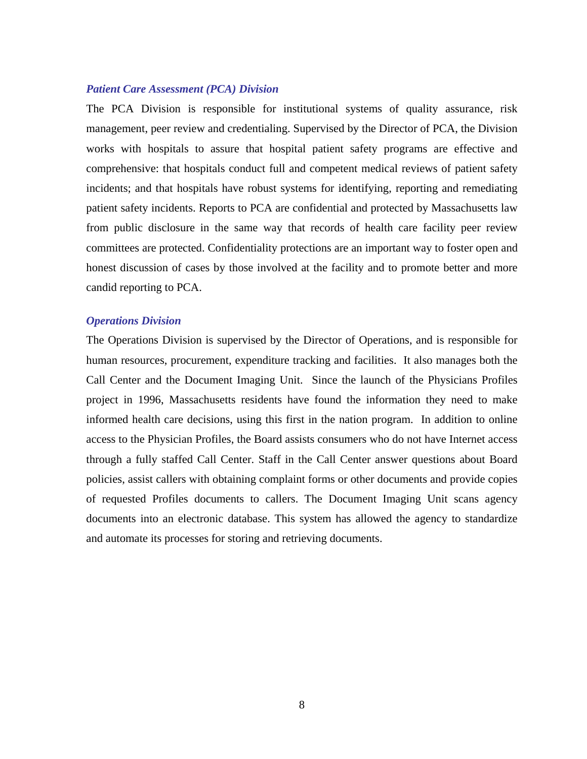### *Patient Care Assessment (PCA) Division*

The PCA Division is responsible for institutional systems of quality assurance, risk management, peer review and credentialing. Supervised by the Director of PCA, the Division works with hospitals to assure that hospital patient safety programs are effective and comprehensive: that hospitals conduct full and competent medical reviews of patient safety incidents; and that hospitals have robust systems for identifying, reporting and remediating patient safety incidents. Reports to PCA are confidential and protected by Massachusetts law from public disclosure in the same way that records of health care facility peer review committees are protected. Confidentiality protections are an important way to foster open and honest discussion of cases by those involved at the facility and to promote better and more candid reporting to PCA.

### *Operations Division*

The Operations Division is supervised by the Director of Operations, and is responsible for human resources, procurement, expenditure tracking and facilities. It also manages both the Call Center and the Document Imaging Unit. Since the launch of the Physicians Profiles project in 1996, Massachusetts residents have found the information they need to make informed health care decisions, using this first in the nation program. In addition to online access to the Physician Profiles, the Board assists consumers who do not have Internet access through a fully staffed Call Center. Staff in the Call Center answer questions about Board policies, assist callers with obtaining complaint forms or other documents and provide copies of requested Profiles documents to callers. The Document Imaging Unit scans agency documents into an electronic database. This system has allowed the agency to standardize and automate its processes for storing and retrieving documents.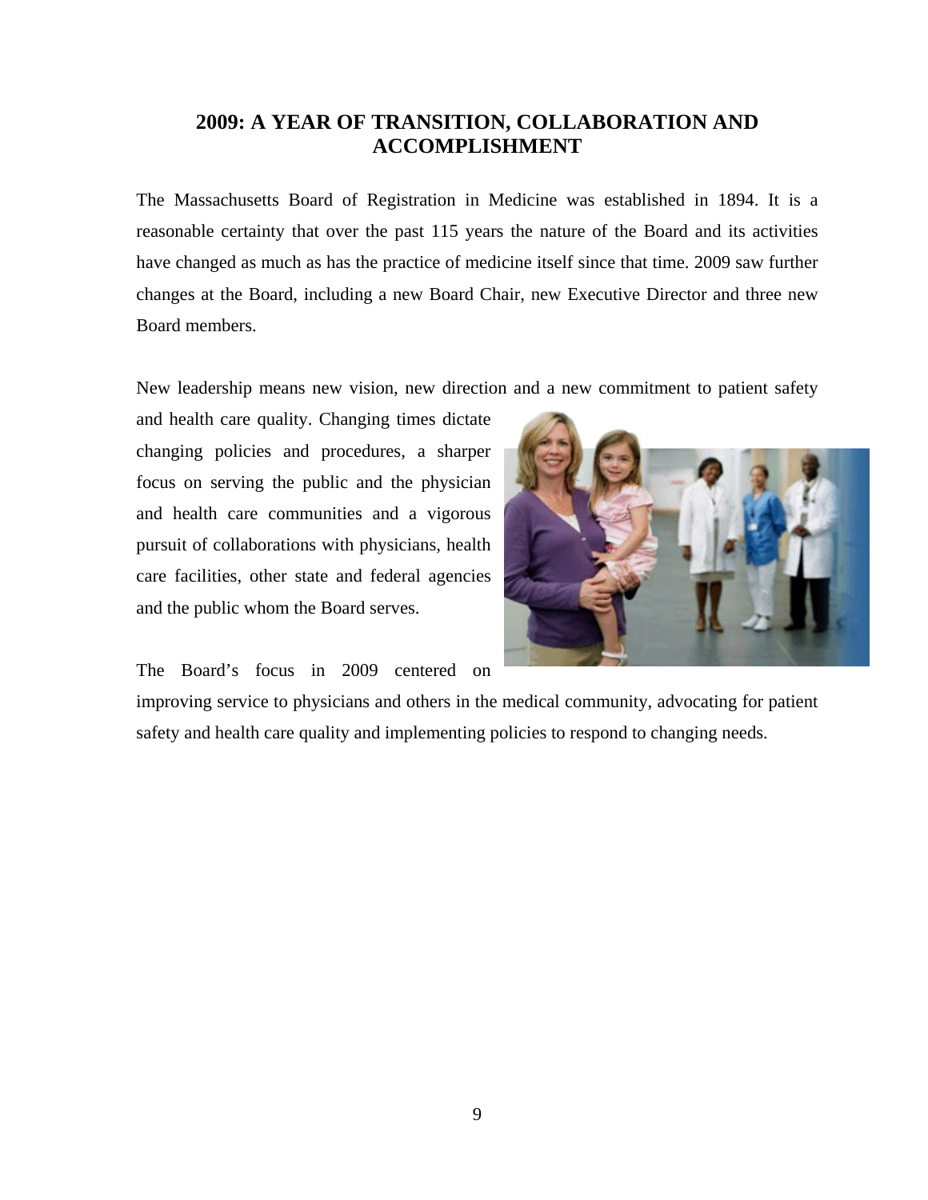## 2009: A YEAR OF TRANSITION, COLLABORATION AND ACCOMPLISHMENT

The Massachusetts Board of Registration in Medicine was established in 1894. It is a reasonable certainty that over the past 115 years the nature of the Board and its activities have changed as much as has the practice of medicine itself since that time. 2009 saw further changes at the Board, including a new Board Chair, new Executive Director and three new Board members.

New leadership means new vision, new direction and a new commitment to patient safety and health care quality. Changing times dictate changing policies and procedures, a sharper focus on serving the public and the physician and health care communities and a vigorous pursuit of collaborations with physicians, health care facilities, other state and federal agencies and the public whom the Board serves.

The Board's focus in 2009 centered on improving service to physicians and others in the medical community, advocating for patient safety and health care quality and implementing policies to respond to changing needs.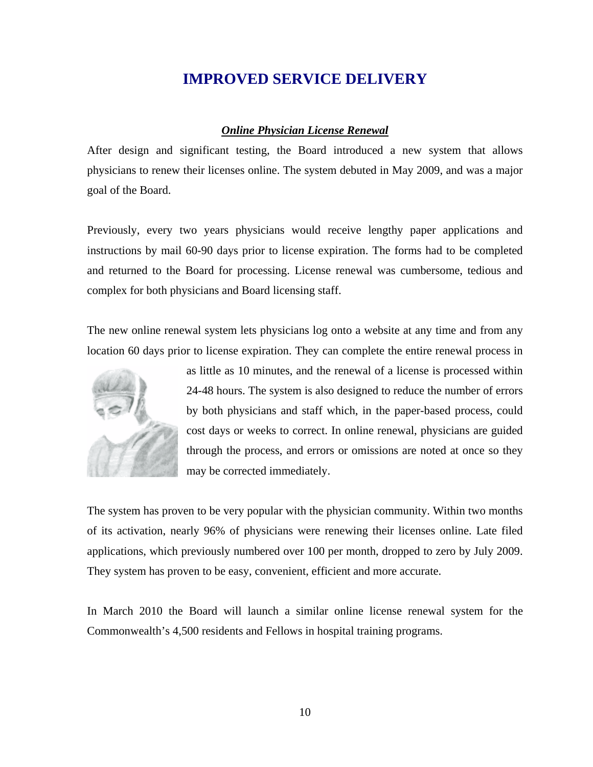# IMPROVED SERVICE DELIVERY

### ***Online Physician License Renewal***

After design and significant testing, the Board introduced a new system that allows physicians to renew their licenses online. The system debuted in May 2009, and was a major goal of the Board.

Previously, every two years physicians would receive lengthy paper applications and instructions by mail 60-90 days prior to license expiration. The forms had to be completed and returned to the Board for processing. License renewal was cumbersome, tedious and complex for both physicians and Board licensing staff.

The new online renewal system lets physicians log onto a website at any time and from any location 60 days prior to license expiration. They can complete the entire renewal process in as little as 10 minutes, and the renewal of a license is processed within 24-48 hours. The system is also designed to reduce the number of errors by both physicians and staff which, in the paper-based process, could cost days or weeks to correct. In online renewal, physicians are guided through the process, and errors or omissions are noted at once so they may be corrected immediately.

The system has proven to be very popular with the physician community. Within two months of its activation, nearly 96% of physicians were renewing their licenses online. Late filed applications, which previously numbered over 100 per month, dropped to zero by July 2009. They system has proven to be easy, convenient, efficient and more accurate.

In March 2010 the Board will launch a similar online license renewal system for the Commonwealth's 4,500 residents and Fellows in hospital training programs.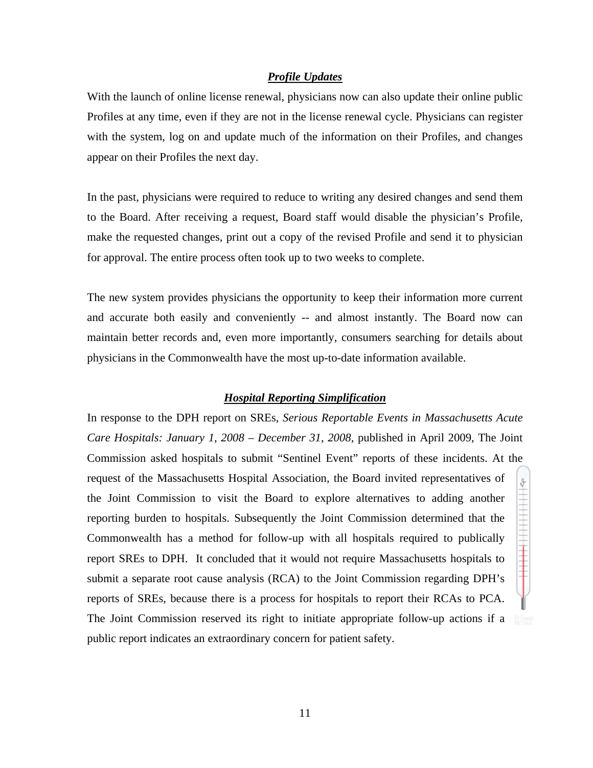## ***Profile Updates***

With the launch of online license renewal, physicians now can also update their online public Profiles at any time, even if they are not in the license renewal cycle. Physicians can register with the system, log on and update much of the information on their Profiles, and changes appear on their Profiles the next day.

In the past, physicians were required to reduce to writing any desired changes and send them to the Board. After receiving a request, Board staff would disable the physician's Profile, make the requested changes, print out a copy of the revised Profile and send it to physician for approval. The entire process often took up to two weeks to complete.

The new system provides physicians the opportunity to keep their information more current and accurate both easily and conveniently -- and almost instantly. The Board now can maintain better records and, even more importantly, consumers searching for details about physicians in the Commonwealth have the most up-to-date information available.

## ***Hospital Reporting Simplification***

In response to the DPH report on SREs, *Serious Reportable Events in Massachusetts Acute Care Hospitals: January 1, 2008 – December 31, 2008*, published in April 2009, The Joint Commission asked hospitals to submit "Sentinel Event" reports of these incidents. At the request of the Massachusetts Hospital Association, the Board invited representatives of the Joint Commission to visit the Board to explore alternatives to adding another reporting burden to hospitals. Subsequently the Joint Commission determined that the Commonwealth has a method for follow-up with all hospitals required to publically report SREs to DPH. It concluded that it would not require Massachusetts hospitals to submit a separate root cause analysis (RCA) to the Joint Commission regarding DPH's reports of SREs, because there is a process for hospitals to report their RCAs to PCA. The Joint Commission reserved its right to initiate appropriate follow-up actions if a public report indicates an extraordinary concern for patient safety.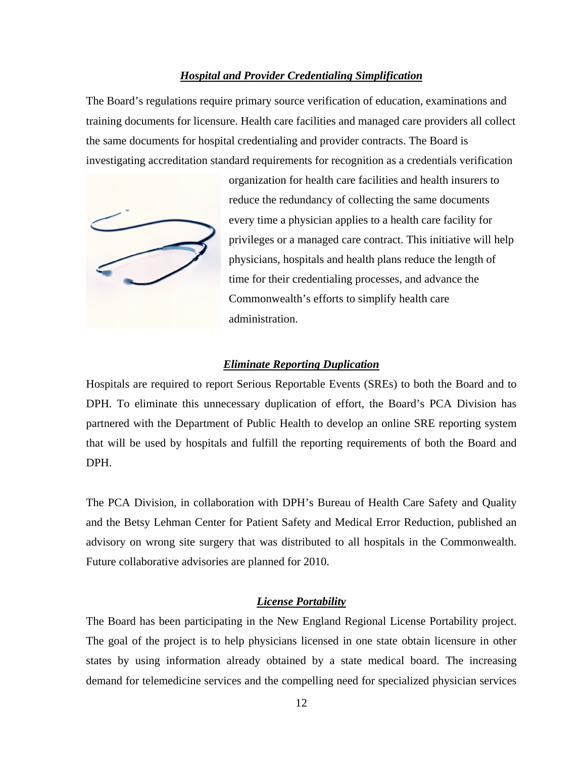### ***Hospital and Provider Credentialing Simplification***

The Board's regulations require primary source verification of education, examinations and training documents for licensure. Health care facilities and managed care providers all collect the same documents for hospital credentialing and provider contracts. The Board is investigating accreditation standard requirements for recognition as a credentials verification organization for health care facilities and health insurers to reduce the redundancy of collecting the same documents every time a physician applies to a health care facility for privileges or a managed care contract. This initiative will help physicians, hospitals and health plans reduce the length of time for their credentialing processes, and advance the Commonwealth's efforts to simplify health care administration.

### ***Eliminate Reporting Duplication***

Hospitals are required to report Serious Reportable Events (SREs) to both the Board and to DPH. To eliminate this unnecessary duplication of effort, the Board's PCA Division has partnered with the Department of Public Health to develop an online SRE reporting system that will be used by hospitals and fulfill the reporting requirements of both the Board and DPH.

The PCA Division, in collaboration with DPH's Bureau of Health Care Safety and Quality and the Betsy Lehman Center for Patient Safety and Medical Error Reduction, published an advisory on wrong site surgery that was distributed to all hospitals in the Commonwealth. Future collaborative advisories are planned for 2010.

### ***License Portability***

The Board has been participating in the New England Regional License Portability project. The goal of the project is to help physicians licensed in one state obtain licensure in other states by using information already obtained by a state medical board. The increasing demand for telemedicine services and the compelling need for specialized physician services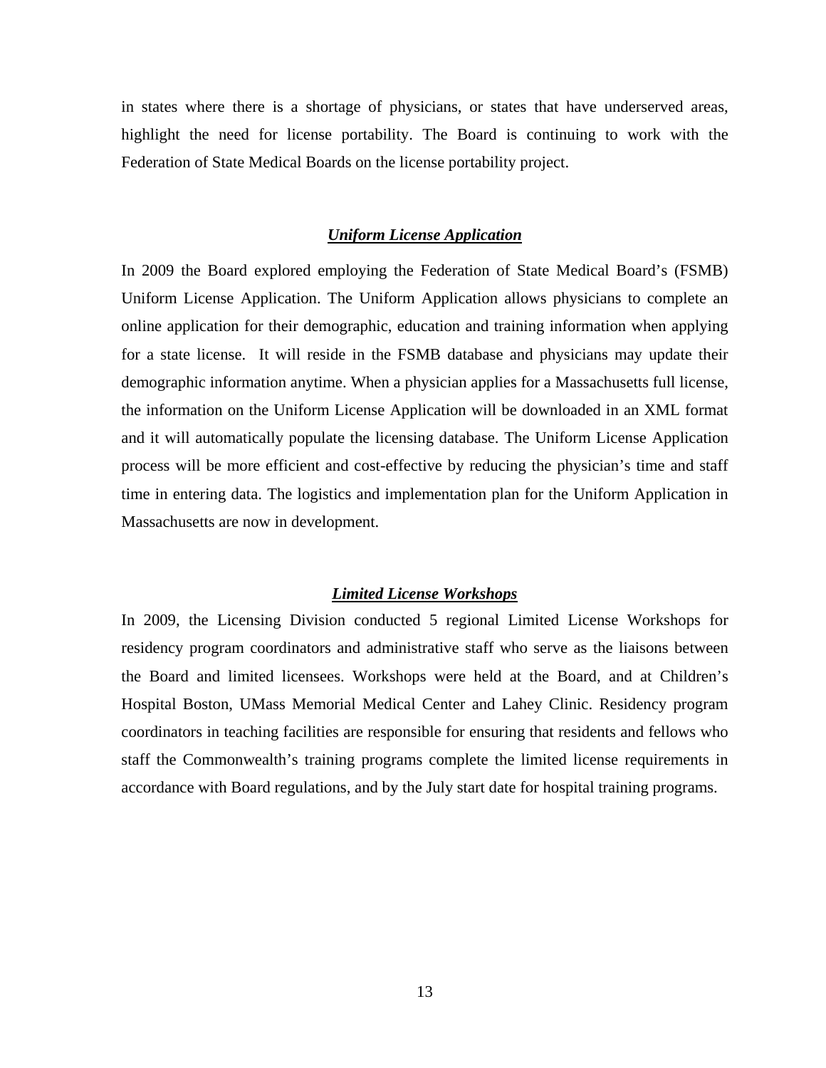in states where there is a shortage of physicians, or states that have underserved areas, highlight the need for license portability. The Board is continuing to work with the Federation of State Medical Boards on the license portability project.

### ***Uniform License Application***

In 2009 the Board explored employing the Federation of State Medical Board's (FSMB) Uniform License Application. The Uniform Application allows physicians to complete an online application for their demographic, education and training information when applying for a state license. It will reside in the FSMB database and physicians may update their demographic information anytime. When a physician applies for a Massachusetts full license, the information on the Uniform License Application will be downloaded in an XML format and it will automatically populate the licensing database. The Uniform License Application process will be more efficient and cost-effective by reducing the physician's time and staff time in entering data. The logistics and implementation plan for the Uniform Application in Massachusetts are now in development.

### ***Limited License Workshops***

In 2009, the Licensing Division conducted 5 regional Limited License Workshops for residency program coordinators and administrative staff who serve as the liaisons between the Board and limited licensees. Workshops were held at the Board, and at Children's Hospital Boston, UMass Memorial Medical Center and Lahey Clinic. Residency program coordinators in teaching facilities are responsible for ensuring that residents and fellows who staff the Commonwealth's training programs complete the limited license requirements in accordance with Board regulations, and by the July start date for hospital training programs.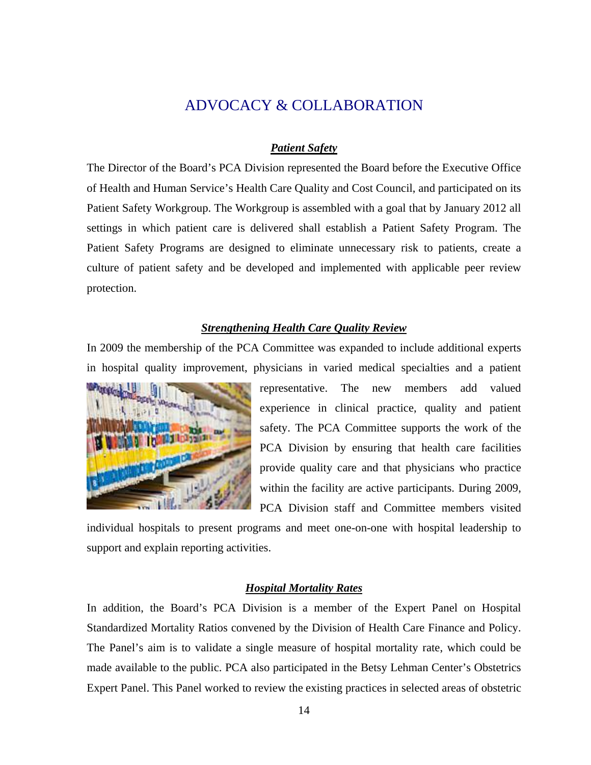# ADVOCACY & COLLABORATION

## ***Patient Safety***

The Director of the Board's PCA Division represented the Board before the Executive Office of Health and Human Service's Health Care Quality and Cost Council, and participated on its Patient Safety Workgroup. The Workgroup is assembled with a goal that by January 2012 all settings in which patient care is delivered shall establish a Patient Safety Program. The Patient Safety Programs are designed to eliminate unnecessary risk to patients, create a culture of patient safety and be developed and implemented with applicable peer review protection.

## ***Strengthening Health Care Quality Review***

In 2009 the membership of the PCA Committee was expanded to include additional experts in hospital quality improvement, physicians in varied medical specialties and a patient representative. The new members add valued experience in clinical practice, quality and patient safety. The PCA Committee supports the work of the PCA Division by ensuring that health care facilities provide quality care and that physicians who practice within the facility are active participants. During 2009, PCA Division staff and Committee members visited individual hospitals to present programs and meet one-on-one with hospital leadership to support and explain reporting activities.

## ***Hospital Mortality Rates***

In addition, the Board's PCA Division is a member of the Expert Panel on Hospital Standardized Mortality Ratios convened by the Division of Health Care Finance and Policy. The Panel's aim is to validate a single measure of hospital mortality rate, which could be made available to the public. PCA also participated in the Betsy Lehman Center's Obstetrics Expert Panel. This Panel worked to review the existing practices in selected areas of obstetric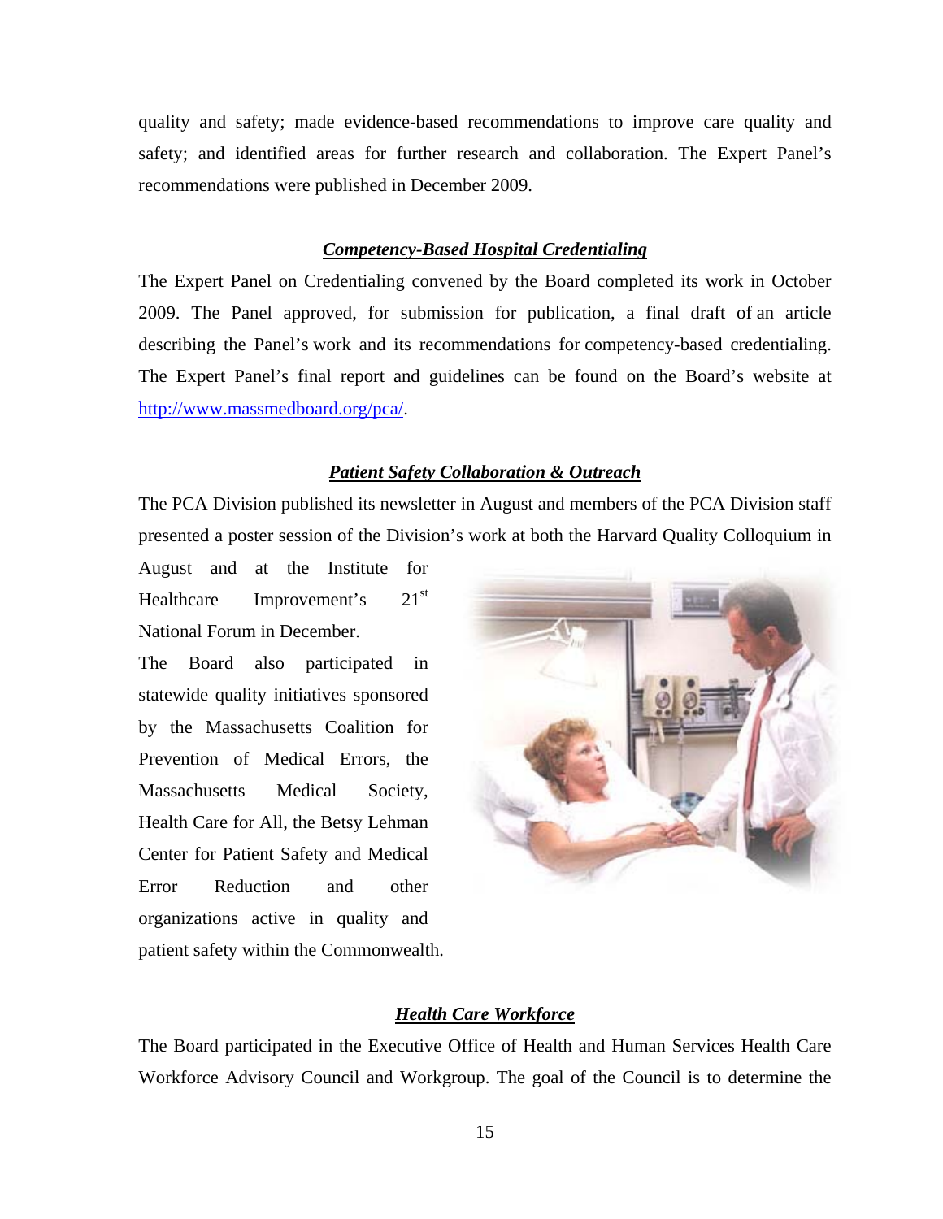quality and safety; made evidence-based recommendations to improve care quality and safety; and identified areas for further research and collaboration. The Expert Panel's recommendations were published in December 2009.

### ***Competency-Based Hospital Credentialing***

The Expert Panel on Credentialing convened by the Board completed its work in October 2009. The Panel approved, for submission for publication, a final draft of an article describing the Panel's work and its recommendations for competency-based credentialing. The Expert Panel's final report and guidelines can be found on the Board's website at http://www.massmedboard.org/pca/.

### ***Patient Safety Collaboration & Outreach***

The PCA Division published its newsletter in August and members of the PCA Division staff presented a poster session of the Division's work at both the Harvard Quality Colloquium in August and at the Institute for Healthcare Improvement's 21st National Forum in December.

The Board also participated in statewide quality initiatives sponsored by the Massachusetts Coalition for Prevention of Medical Errors, the Massachusetts Medical Society, Health Care for All, the Betsy Lehman Center for Patient Safety and Medical Error Reduction and other organizations active in quality and patient safety within the Commonwealth.

### ***Health Care Workforce***

The Board participated in the Executive Office of Health and Human Services Health Care Workforce Advisory Council and Workgroup. The goal of the Council is to determine the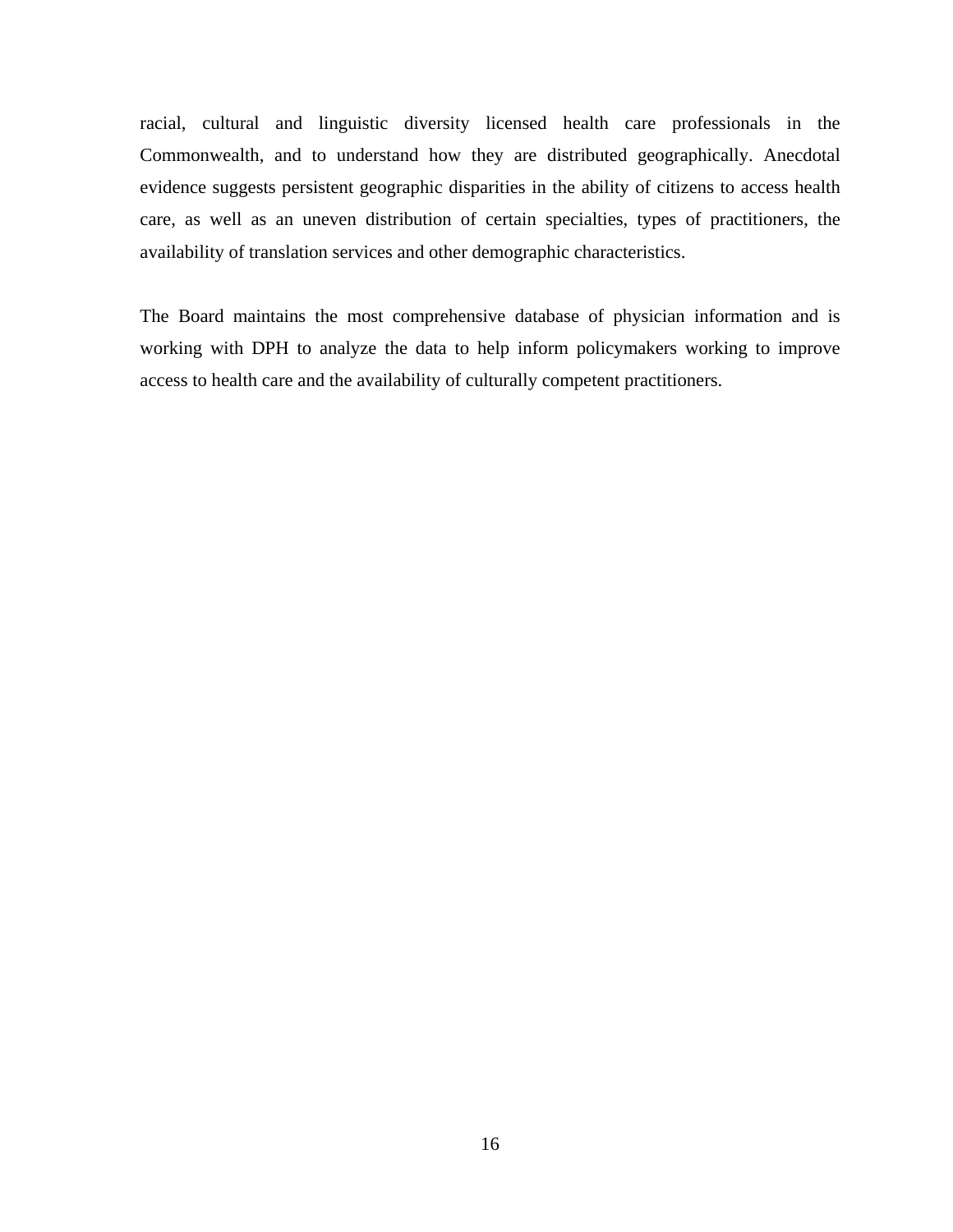racial, cultural and linguistic diversity licensed health care professionals in the Commonwealth, and to understand how they are distributed geographically. Anecdotal evidence suggests persistent geographic disparities in the ability of citizens to access health care, as well as an uneven distribution of certain specialties, types of practitioners, the availability of translation services and other demographic characteristics.

The Board maintains the most comprehensive database of physician information and is working with DPH to analyze the data to help inform policymakers working to improve access to health care and the availability of culturally competent practitioners.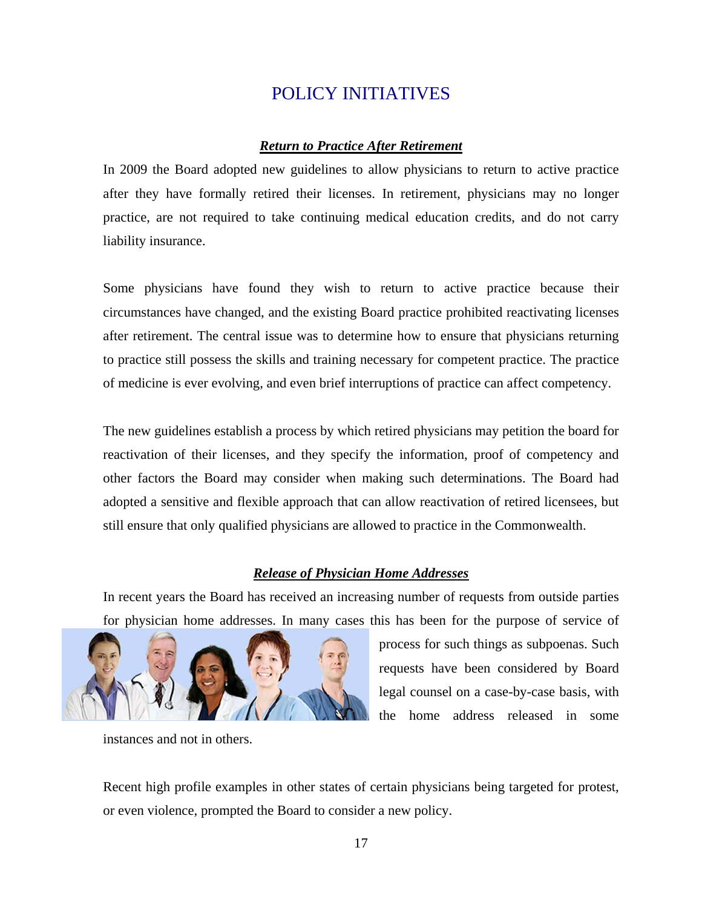# POLICY INITIATIVES

### ***Return to Practice After Retirement***

In 2009 the Board adopted new guidelines to allow physicians to return to active practice after they have formally retired their licenses. In retirement, physicians may no longer practice, are not required to take continuing medical education credits, and do not carry liability insurance.

Some physicians have found they wish to return to active practice because their circumstances have changed, and the existing Board practice prohibited reactivating licenses after retirement. The central issue was to determine how to ensure that physicians returning to practice still possess the skills and training necessary for competent practice. The practice of medicine is ever evolving, and even brief interruptions of practice can affect competency.

The new guidelines establish a process by which retired physicians may petition the board for reactivation of their licenses, and they specify the information, proof of competency and other factors the Board may consider when making such determinations. The Board had adopted a sensitive and flexible approach that can allow reactivation of retired licensees, but still ensure that only qualified physicians are allowed to practice in the Commonwealth.

### ***Release of Physician Home Addresses***

In recent years the Board has received an increasing number of requests from outside parties for physician home addresses. In many cases this has been for the purpose of service of process for such things as subpoenas. Such requests have been considered by Board legal counsel on a case-by-case basis, with the home address released in some instances and not in others.

Recent high profile examples in other states of certain physicians being targeted for protest, or even violence, prompted the Board to consider a new policy.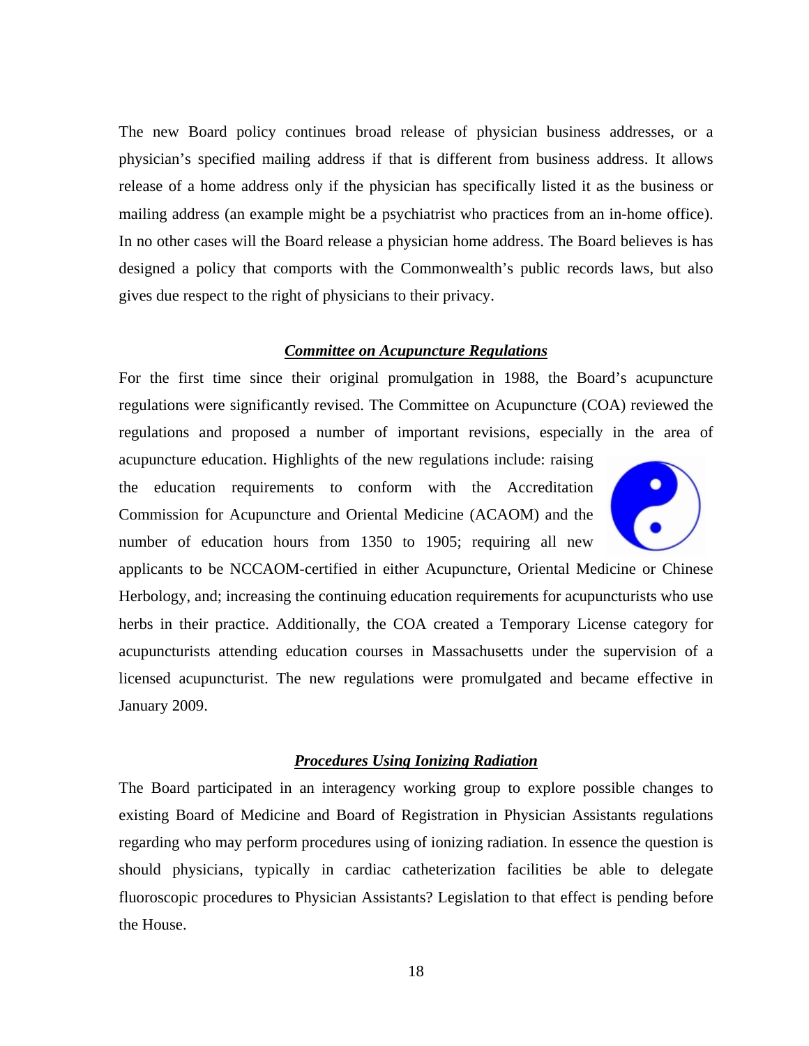The new Board policy continues broad release of physician business addresses, or a physician's specified mailing address if that is different from business address. It allows release of a home address only if the physician has specifically listed it as the business or mailing address (an example might be a psychiatrist who practices from an in-home office). In no other cases will the Board release a physician home address. The Board believes is has designed a policy that comports with the Commonwealth's public records laws, but also gives due respect to the right of physicians to their privacy.

### ***Committee on Acupuncture Regulations***

For the first time since their original promulgation in 1988, the Board's acupuncture regulations were significantly revised. The Committee on Acupuncture (COA) reviewed the regulations and proposed a number of important revisions, especially in the area of acupuncture education. Highlights of the new regulations include: raising the education requirements to conform with the Accreditation Commission for Acupuncture and Oriental Medicine (ACAOM) and the number of education hours from 1350 to 1905; requiring all new applicants to be NCCAOM-certified in either Acupuncture, Oriental Medicine or Chinese Herbology, and; increasing the continuing education requirements for acupuncturists who use herbs in their practice. Additionally, the COA created a Temporary License category for acupuncturists attending education courses in Massachusetts under the supervision of a licensed acupuncturist. The new regulations were promulgated and became effective in January 2009.

### ***Procedures Using Ionizing Radiation***

The Board participated in an interagency working group to explore possible changes to existing Board of Medicine and Board of Registration in Physician Assistants regulations regarding who may perform procedures using of ionizing radiation. In essence the question is should physicians, typically in cardiac catheterization facilities be able to delegate fluoroscopic procedures to Physician Assistants? Legislation to that effect is pending before the House.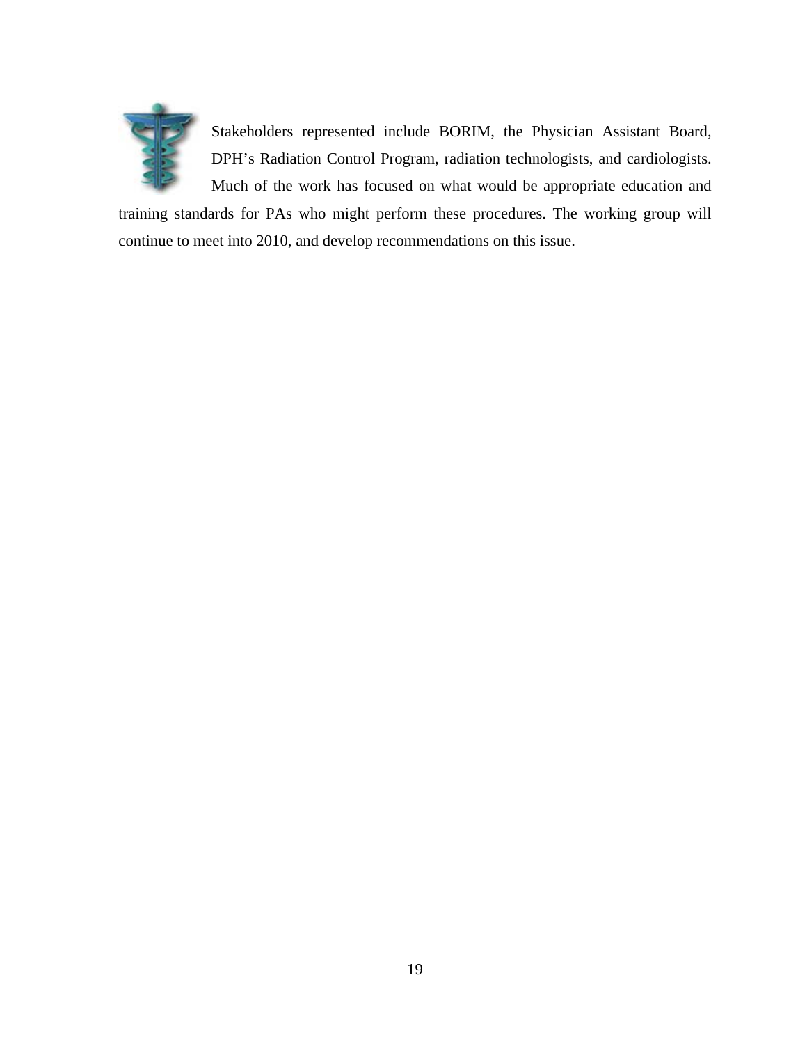Stakeholders represented include BORIM, the Physician Assistant Board, DPH's Radiation Control Program, radiation technologists, and cardiologists. Much of the work has focused on what would be appropriate education and training standards for PAs who might perform these procedures. The working group will continue to meet into 2010, and develop recommendations on this issue.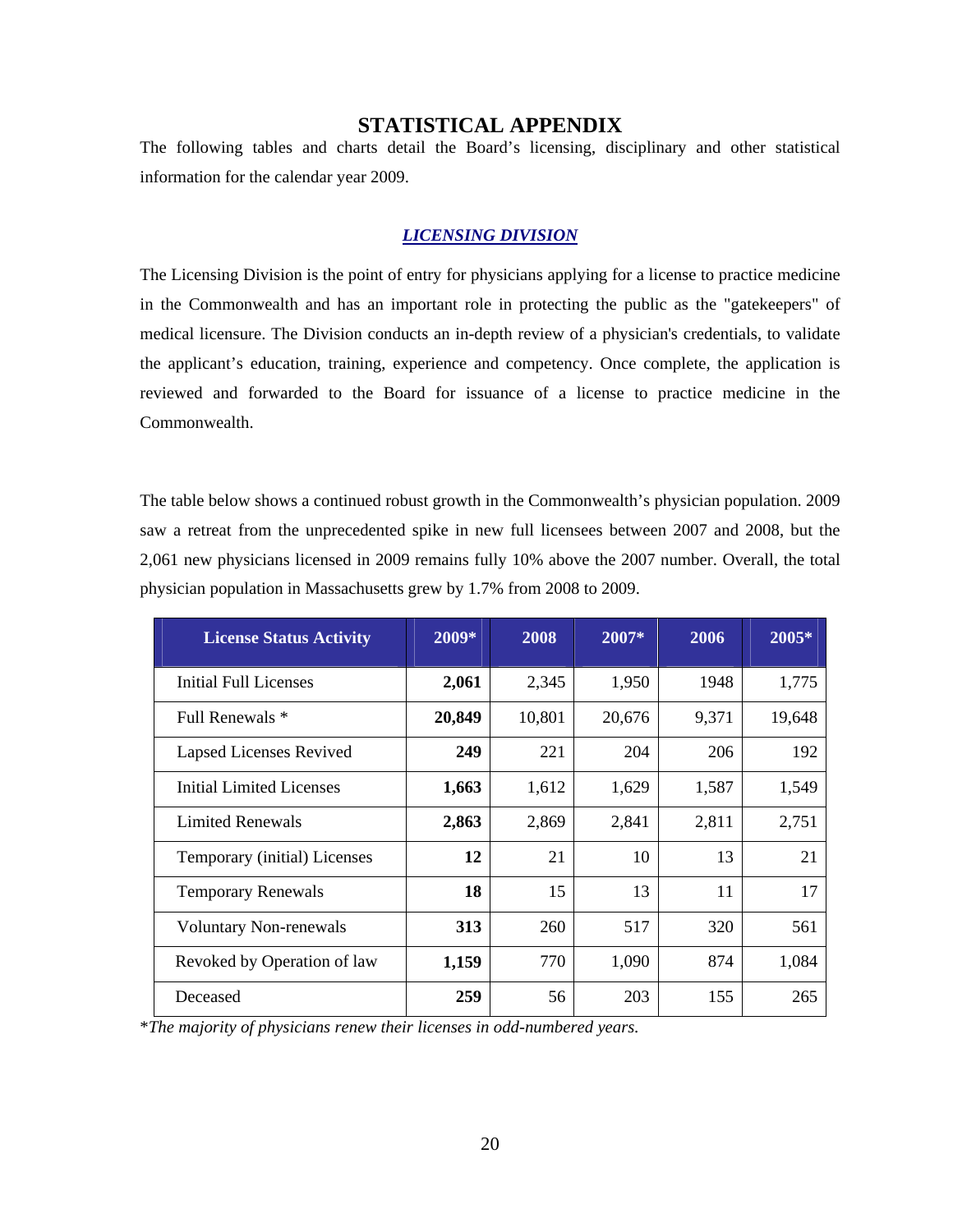# STATISTICAL APPENDIX

The following tables and charts detail the Board's licensing, disciplinary and other statistical information for the calendar year 2009.

## *LICENSING DIVISION*

The Licensing Division is the point of entry for physicians applying for a license to practice medicine in the Commonwealth and has an important role in protecting the public as the "gatekeepers" of medical licensure. The Division conducts an in-depth review of a physician's credentials, to validate the applicant's education, training, experience and competency. Once complete, the application is reviewed and forwarded to the Board for issuance of a license to practice medicine in the Commonwealth.

The table below shows a continued robust growth in the Commonwealth's physician population. 2009 saw a retreat from the unprecedented spike in new full licensees between 2007 and 2008, but the 2,061 new physicians licensed in 2009 remains fully 10% above the 2007 number. Overall, the total physician population in Massachusetts grew by 1.7% from 2008 to 2009.

| License Status Activity | 2009* | 2008 | 2007* | 2006 | 2005* |
|---|---|---|---|---|---|
| Initial Full Licenses | **2,061** | 2,345 | 1,950 | 1948 | 1,775 |
| Full Renewals * | **20,849** | 10,801 | 20,676 | 9,371 | 19,648 |
| Lapsed Licenses Revived | **249** | 221 | 204 | 206 | 192 |
| Initial Limited Licenses | **1,663** | 1,612 | 1,629 | 1,587 | 1,549 |
| Limited Renewals | **2,863** | 2,869 | 2,841 | 2,811 | 2,751 |
| Temporary (initial) Licenses | **12** | 21 | 10 | 13 | 21 |
| Temporary Renewals | **18** | 15 | 13 | 11 | 17 |
| Voluntary Non-renewals | **313** | 260 | 517 | 320 | 561 |
| Revoked by Operation of law | **1,159** | 770 | 1,090 | 874 | 1,084 |
| Deceased | **259** | 56 | 203 | 155 | 265 |

**The majority of physicians renew their licenses in odd-numbered years.*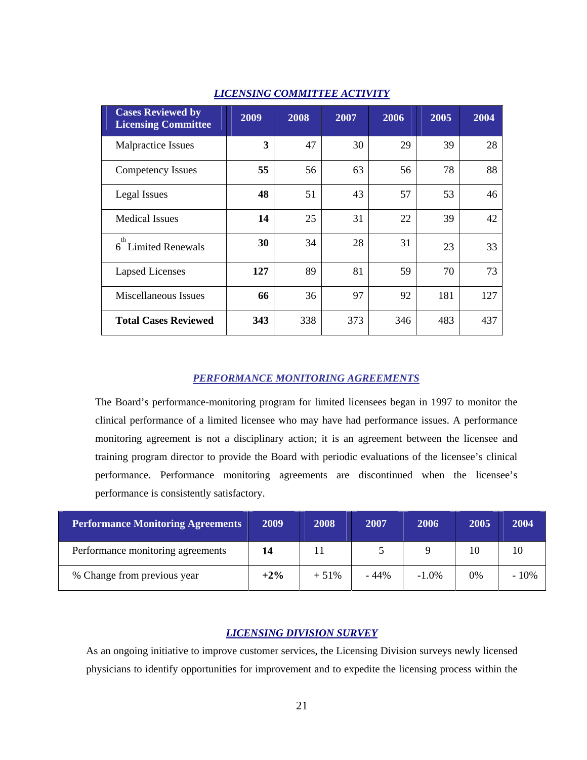## *LICENSING COMMITTEE ACTIVITY*

| Cases Reviewed by Licensing Committee | 2009 | 2008 | 2007 | 2006 | 2005 | 2004 |
|---|---|---|---|---|---|---|
| Malpractice Issues | **3** | 47 | 30 | 29 | 39 | 28 |
| Competency Issues | **55** | 56 | 63 | 56 | 78 | 88 |
| Legal Issues | **48** | 51 | 43 | 57 | 53 | 46 |
| Medical Issues | **14** | 25 | 31 | 22 | 39 | 42 |
| 6th Limited Renewals | **30** | 34 | 28 | 31 | 23 | 33 |
| Lapsed Licenses | **127** | 89 | 81 | 59 | 70 | 73 |
| Miscellaneous Issues | **66** | 36 | 97 | 92 | 181 | 127 |
| **Total Cases Reviewed** | **343** | 338 | 373 | 346 | 483 | 437 |

## *PERFORMANCE MONITORING AGREEMENTS*

The Board's performance-monitoring program for limited licensees began in 1997 to monitor the clinical performance of a limited licensee who may have had performance issues. A performance monitoring agreement is not a disciplinary action; it is an agreement between the licensee and training program director to provide the Board with periodic evaluations of the licensee's clinical performance. Performance monitoring agreements are discontinued when the licensee's performance is consistently satisfactory.

| Performance Monitoring Agreements | 2009 | 2008 | 2007 | 2006 | 2005 | 2004 |
|---|---|---|---|---|---|---|
| Performance monitoring agreements | **14** | 11 | 5 | 9 | 10 | 10 |
| % Change from previous year | **+2%** | + 51% | - 44% | -1.0% | 0% | - 10% |

## *LICENSING DIVISION SURVEY*

As an ongoing initiative to improve customer services, the Licensing Division surveys newly licensed physicians to identify opportunities for improvement and to expedite the licensing process within the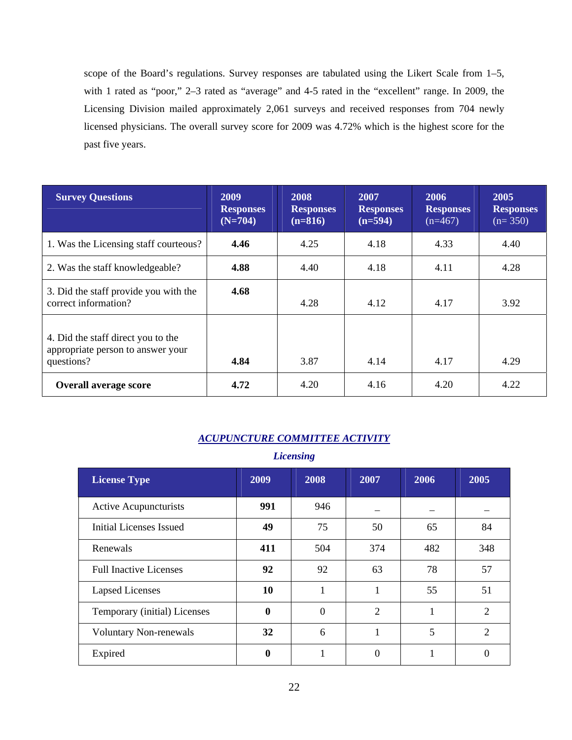scope of the Board's regulations. Survey responses are tabulated using the Likert Scale from 1–5, with 1 rated as "poor," 2–3 rated as "average" and 4-5 rated in the "excellent" range. In 2009, the Licensing Division mailed approximately 2,061 surveys and received responses from 704 newly licensed physicians. The overall survey score for 2009 was 4.72% which is the highest score for the past five years.

| Survey Questions | 2009 Responses (N=704) | 2008 Responses (n=816) | 2007 Responses (n=594) | 2006 Responses (n=467) | 2005 Responses (n= 350) |
|---|---|---|---|---|---|
| 1. Was the Licensing staff courteous? | **4.46** | 4.25 | 4.18 | 4.33 | 4.40 |
| 2. Was the staff knowledgeable? | **4.88** | 4.40 | 4.18 | 4.11 | 4.28 |
| 3. Did the staff provide you with the correct information? | **4.68** | 4.28 | 4.12 | 4.17 | 3.92 |
| 4. Did the staff direct you to the appropriate person to answer your questions? | **4.84** | 3.87 | 4.14 | 4.17 | 4.29 |
| **Overall average score** | **4.72** | 4.20 | 4.16 | 4.20 | 4.22 |

## *ACUPUNCTURE COMMITTEE ACTIVITY*

### *Licensing*

| License Type | 2009 | 2008 | 2007 | 2006 | 2005 |
|---|---|---|---|---|---|
| Active Acupuncturists | **991** | 946 | – | – | – |
| Initial Licenses Issued | **49** | 75 | 50 | 65 | 84 |
| Renewals | **411** | 504 | 374 | 482 | 348 |
| Full Inactive Licenses | **92** | 92 | 63 | 78 | 57 |
| Lapsed Licenses | **10** | 1 | 1 | 55 | 51 |
| Temporary (initial) Licenses | **0** | 0 | 2 | 1 | 2 |
| Voluntary Non-renewals | **32** | 6 | 1 | 5 | 2 |
| Expired | **0** | 1 | 0 | 1 | 0 |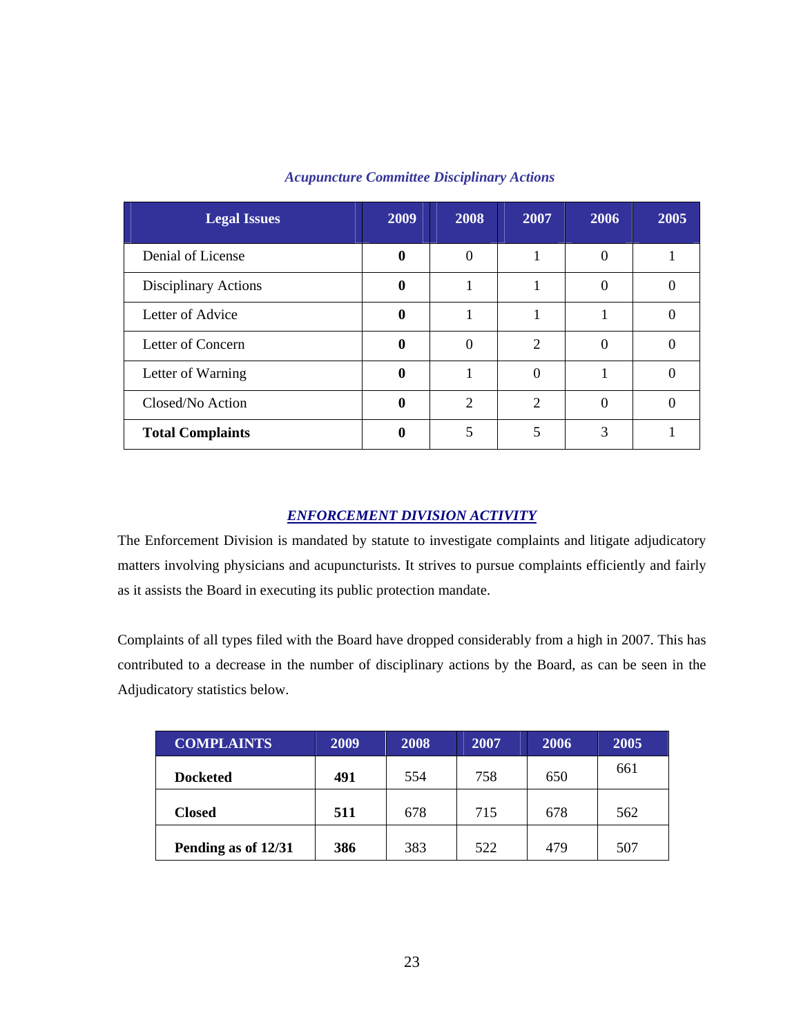*Acupuncture Committee Disciplinary Actions*

| Legal Issues | 2009 | 2008 | 2007 | 2006 | 2005 |
|---|---|---|---|---|---|
| Denial of License | **0** | 0 | 1 | 0 | 1 |
| Disciplinary Actions | **0** | 1 | 1 | 0 | 0 |
| Letter of Advice | **0** | 1 | 1 | 1 | 0 |
| Letter of Concern | **0** | 0 | 2 | 0 | 0 |
| Letter of Warning | **0** | 1 | 0 | 1 | 0 |
| Closed/No Action | **0** | 2 | 2 | 0 | 0 |
| **Total Complaints** | **0** | 5 | 5 | 3 | 1 |

## *ENFORCEMENT DIVISION ACTIVITY*

The Enforcement Division is mandated by statute to investigate complaints and litigate adjudicatory matters involving physicians and acupuncturists. It strives to pursue complaints efficiently and fairly as it assists the Board in executing its public protection mandate.

Complaints of all types filed with the Board have dropped considerably from a high in 2007. This has contributed to a decrease in the number of disciplinary actions by the Board, as can be seen in the Adjudicatory statistics below.

| COMPLAINTS | 2009 | 2008 | 2007 | 2006 | 2005 |
|---|---|---|---|---|---|
| **Docketed** | **491** | 554 | 758 | 650 | 661 |
| **Closed** | **511** | 678 | 715 | 678 | 562 |
| **Pending as of 12/31** | **386** | 383 | 522 | 479 | 507 |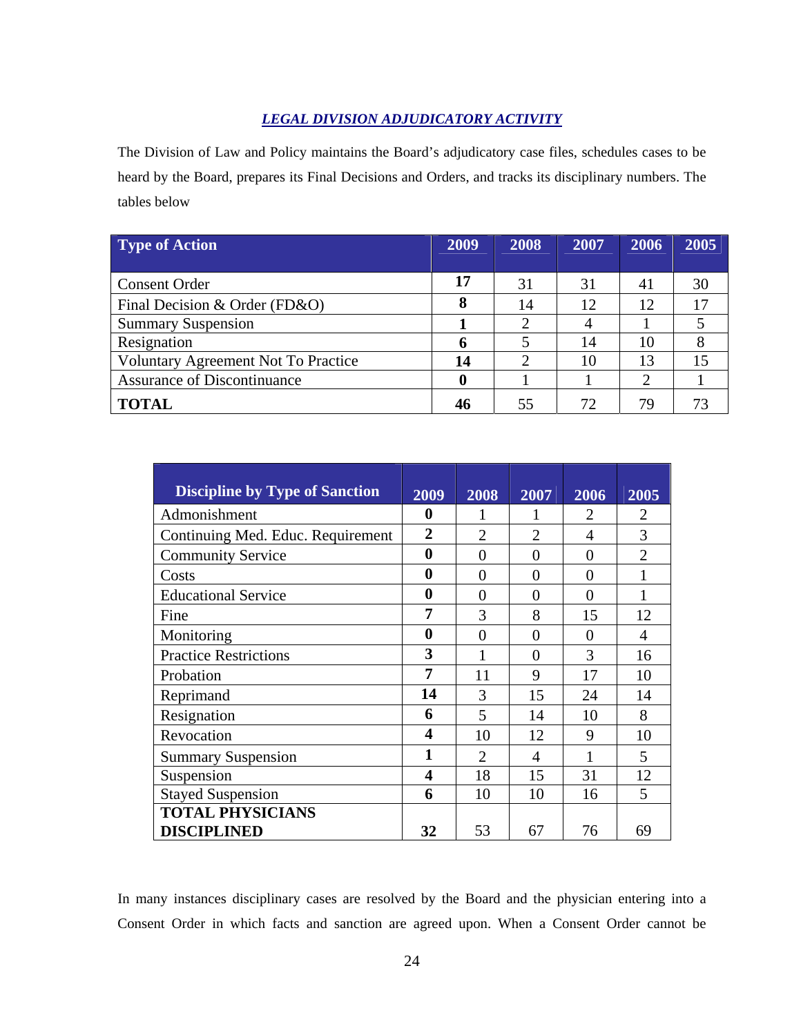## *LEGAL DIVISION ADJUDICATORY ACTIVITY*

The Division of Law and Policy maintains the Board's adjudicatory case files, schedules cases to be heard by the Board, prepares its Final Decisions and Orders, and tracks its disciplinary numbers. The tables below

| Type of Action | 2009 | 2008 | 2007 | 2006 | 2005 |
|---|---|---|---|---|---|
| Consent Order | **17** | 31 | 31 | 41 | 30 |
| Final Decision & Order (FD&O) | **8** | 14 | 12 | 12 | 17 |
| Summary Suspension | **1** | 2 | 4 | 1 | 5 |
| Resignation | **6** | 5 | 14 | 10 | 8 |
| Voluntary Agreement Not To Practice | **14** | 2 | 10 | 13 | 15 |
| Assurance of Discontinuance | **0** | 1 | 1 | 2 | 1 |
| **TOTAL** | **46** | 55 | 72 | 79 | 73 |

| Discipline by Type of Sanction | 2009 | 2008 | 2007 | 2006 | 2005 |
|---|---|---|---|---|---|
| Admonishment | **0** | 1 | 1 | 2 | 2 |
| Continuing Med. Educ. Requirement | **2** | 2 | 2 | 4 | 3 |
| Community Service | **0** | 0 | 0 | 0 | 2 |
| Costs | **0** | 0 | 0 | 0 | 1 |
| Educational Service | **0** | 0 | 0 | 0 | 1 |
| Fine | **7** | 3 | 8 | 15 | 12 |
| Monitoring | **0** | 0 | 0 | 0 | 4 |
| Practice Restrictions | **3** | 1 | 0 | 3 | 16 |
| Probation | **7** | 11 | 9 | 17 | 10 |
| Reprimand | **14** | 3 | 15 | 24 | 14 |
| Resignation | **6** | 5 | 14 | 10 | 8 |
| Revocation | **4** | 10 | 12 | 9 | 10 |
| Summary Suspension | **1** | 2 | 4 | 1 | 5 |
| Suspension | **4** | 18 | 15 | 31 | 12 |
| Stayed Suspension | **6** | 10 | 10 | 16 | 5 |
| **TOTAL PHYSICIANS DISCIPLINED** | **32** | 53 | 67 | 76 | 69 |

In many instances disciplinary cases are resolved by the Board and the physician entering into a Consent Order in which facts and sanction are agreed upon. When a Consent Order cannot be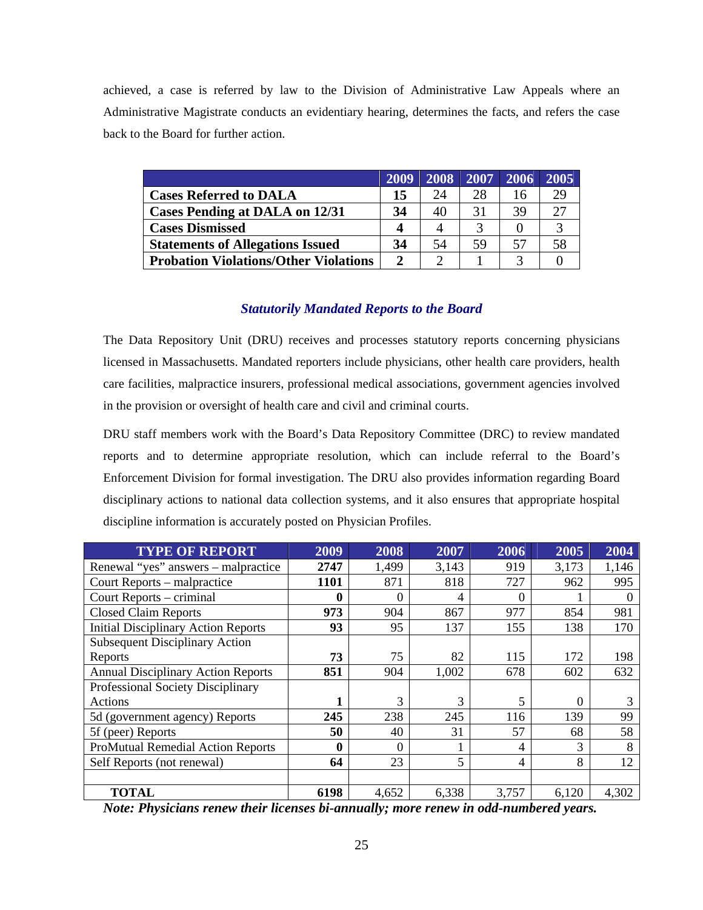achieved, a case is referred by law to the Division of Administrative Law Appeals where an Administrative Magistrate conducts an evidentiary hearing, determines the facts, and refers the case back to the Board for further action.

| | 2009 | 2008 | 2007 | 2006 | 2005 |
|---|---|---|---|---|---|
| **Cases Referred to DALA** | **15** | 24 | 28 | 16 | 29 |
| **Cases Pending at DALA on 12/31** | **34** | 40 | 31 | 39 | 27 |
| **Cases Dismissed** | **4** | 4 | 3 | 0 | 3 |
| **Statements of Allegations Issued** | **34** | 54 | 59 | 57 | 58 |
| **Probation Violations/Other Violations** | **2** | 2 | 1 | 3 | 0 |

### *Statutorily Mandated Reports to the Board*

The Data Repository Unit (DRU) receives and processes statutory reports concerning physicians licensed in Massachusetts. Mandated reporters include physicians, other health care providers, health care facilities, malpractice insurers, professional medical associations, government agencies involved in the provision or oversight of health care and civil and criminal courts.

DRU staff members work with the Board's Data Repository Committee (DRC) to review mandated reports and to determine appropriate resolution, which can include referral to the Board's Enforcement Division for formal investigation. The DRU also provides information regarding Board disciplinary actions to national data collection systems, and it also ensures that appropriate hospital discipline information is accurately posted on Physician Profiles.

| TYPE OF REPORT | 2009 | 2008 | 2007 | 2006 | 2005 | 2004 |
|---|---|---|---|---|---|---|
| Renewal "yes" answers – malpractice | **2747** | 1,499 | 3,143 | 919 | 3,173 | 1,146 |
| Court Reports – malpractice | **1101** | 871 | 818 | 727 | 962 | 995 |
| Court Reports – criminal | **0** | 0 | 4 | 0 | 1 | 0 |
| Closed Claim Reports | **973** | 904 | 867 | 977 | 854 | 981 |
| Initial Disciplinary Action Reports | **93** | 95 | 137 | 155 | 138 | 170 |
| Subsequent Disciplinary Action Reports | **73** | 75 | 82 | 115 | 172 | 198 |
| Annual Disciplinary Action Reports | **851** | 904 | 1,002 | 678 | 602 | 632 |
| Professional Society Disciplinary Actions | **1** | 3 | 3 | 5 | 0 | 3 |
| 5d (government agency) Reports | **245** | 238 | 245 | 116 | 139 | 99 |
| 5f (peer) Reports | **50** | 40 | 31 | 57 | 68 | 58 |
| ProMutual Remedial Action Reports | **0** | 0 | 1 | 4 | 3 | 8 |
| Self Reports (not renewal) | **64** | 23 | 5 | 4 | 8 | 12 |
| | | | | | | |
| **TOTAL** | **6198** | 4,652 | 6,338 | 3,757 | 6,120 | 4,302 |

***Note: Physicians renew their licenses bi-annually; more renew in odd-numbered years.***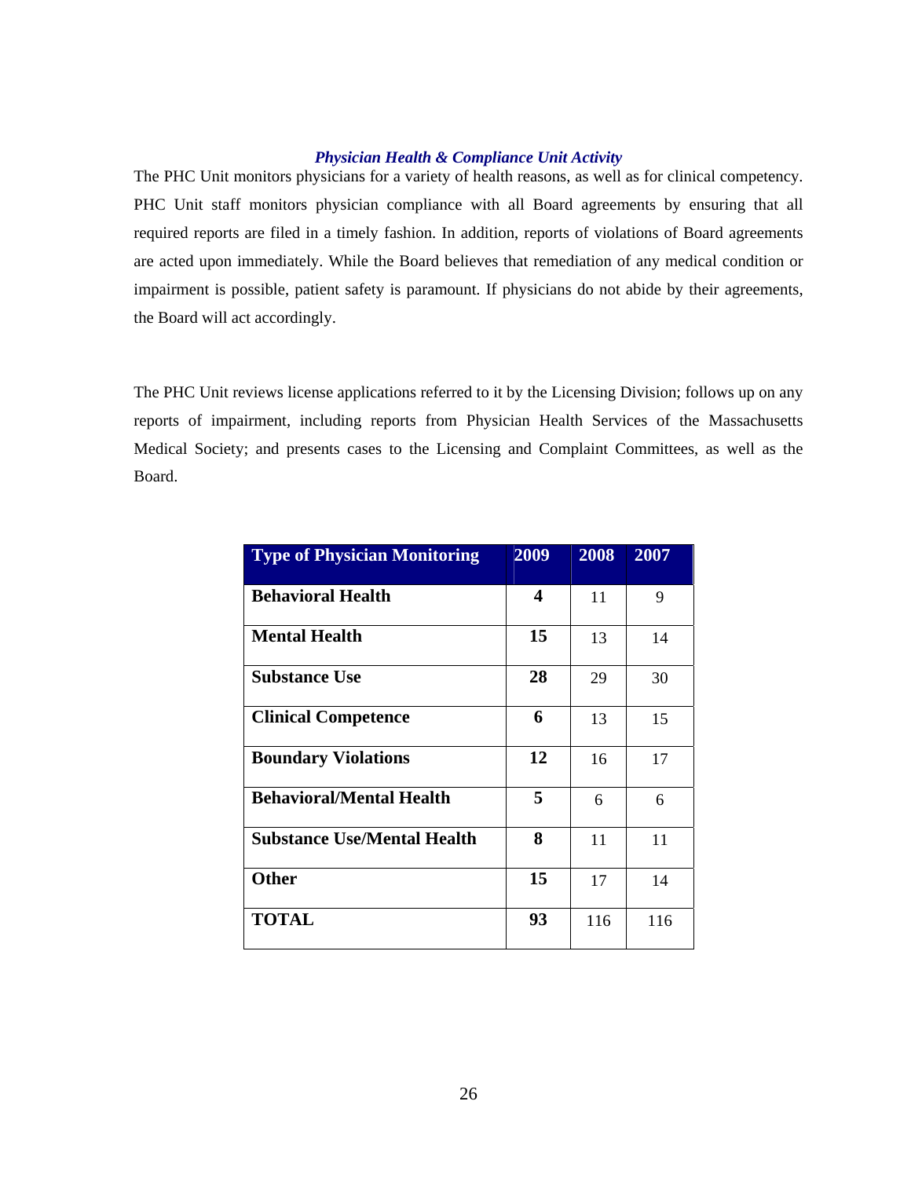### *Physician Health & Compliance Unit Activity*

The PHC Unit monitors physicians for a variety of health reasons, as well as for clinical competency. PHC Unit staff monitors physician compliance with all Board agreements by ensuring that all required reports are filed in a timely fashion. In addition, reports of violations of Board agreements are acted upon immediately. While the Board believes that remediation of any medical condition or impairment is possible, patient safety is paramount. If physicians do not abide by their agreements, the Board will act accordingly.

The PHC Unit reviews license applications referred to it by the Licensing Division; follows up on any reports of impairment, including reports from Physician Health Services of the Massachusetts Medical Society; and presents cases to the Licensing and Complaint Committees, as well as the Board.

| Type of Physician Monitoring | 2009 | 2008 | 2007 |
|---|---|---|---|
| **Behavioral Health** | **4** | 11 | 9 |
| **Mental Health** | **15** | 13 | 14 |
| **Substance Use** | **28** | 29 | 30 |
| **Clinical Competence** | **6** | 13 | 15 |
| **Boundary Violations** | **12** | 16 | 17 |
| **Behavioral/Mental Health** | **5** | 6 | 6 |
| **Substance Use/Mental Health** | **8** | 11 | 11 |
| **Other** | **15** | 17 | 14 |
| **TOTAL** | **93** | 116 | 116 |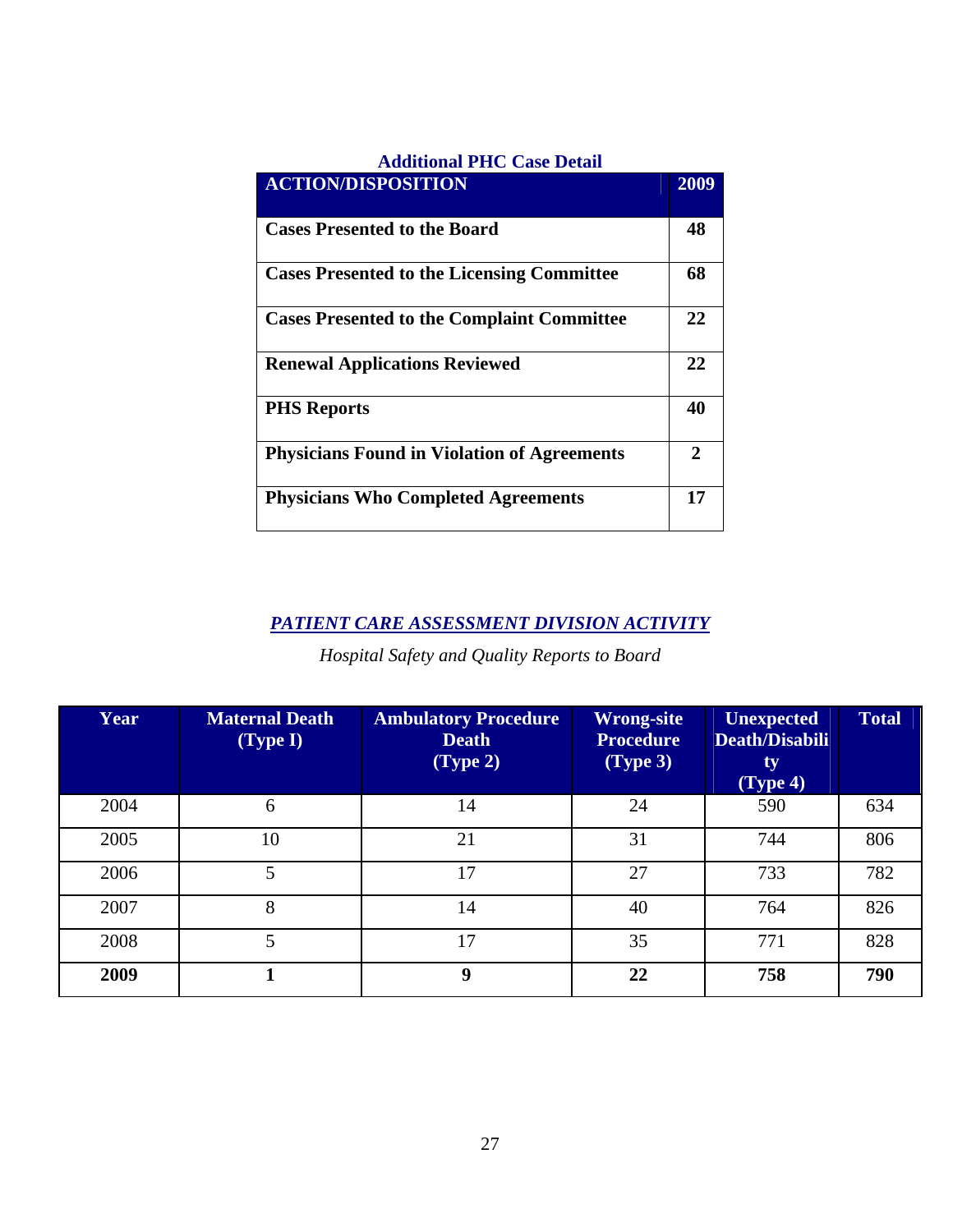### Additional PHC Case Detail

| ACTION/DISPOSITION | 2009 |
|---|---|
| **Cases Presented to the Board** | **48** |
| **Cases Presented to the Licensing Committee** | **68** |
| **Cases Presented to the Complaint Committee** | **22** |
| **Renewal Applications Reviewed** | **22** |
| **PHS Reports** | **40** |
| **Physicians Found in Violation of Agreements** | **2** |
| **Physicians Who Completed Agreements** | **17** |

## ***PATIENT CARE ASSESSMENT DIVISION ACTIVITY***

*Hospital Safety and Quality Reports to Board*

| Year | Maternal Death (Type I) | Ambulatory Procedure Death (Type 2) | Wrong-site Procedure (Type 3) | Unexpected Death/Disability (Type 4) | Total |
|---|---|---|---|---|---|
| 2004 | 6 | 14 | 24 | 590 | 634 |
| 2005 | 10 | 21 | 31 | 744 | 806 |
| 2006 | 5 | 17 | 27 | 733 | 782 |
| 2007 | 8 | 14 | 40 | 764 | 826 |
| 2008 | 5 | 17 | 35 | 771 | 828 |
| **2009** | **1** | **9** | **22** | **758** | **790** |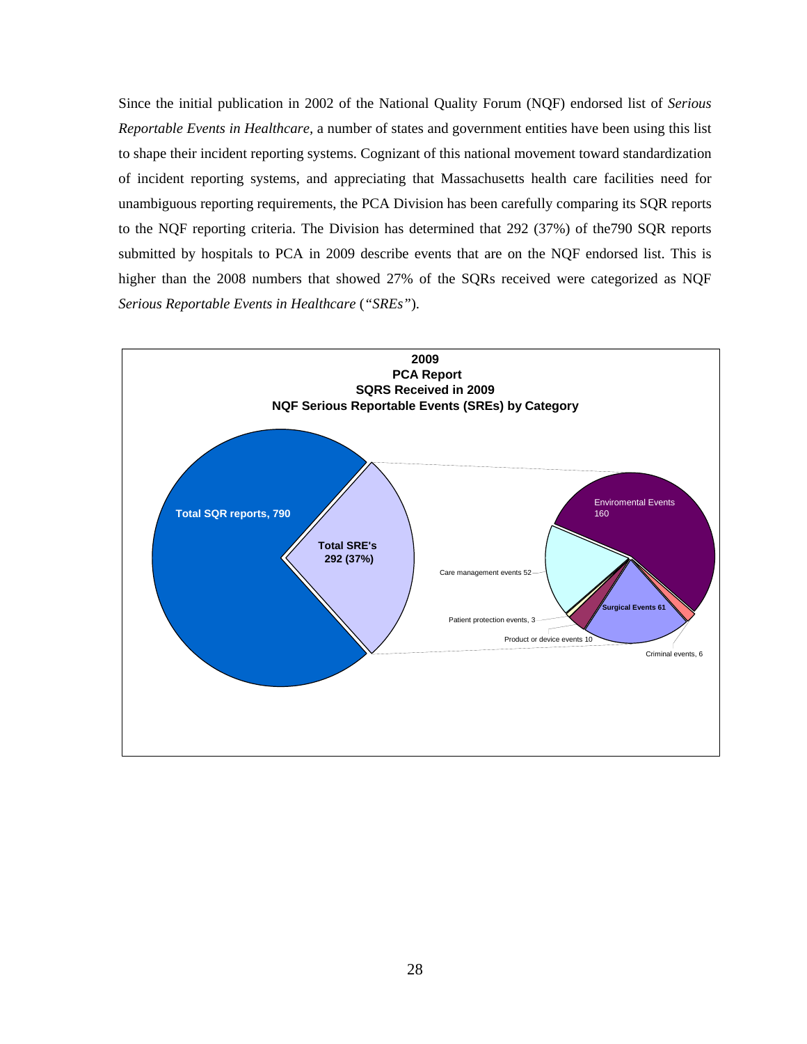Since the initial publication in 2002 of the National Quality Forum (NQF) endorsed list of *Serious Reportable Events in Healthcare*, a number of states and government entities have been using this list to shape their incident reporting systems. Cognizant of this national movement toward standardization of incident reporting systems, and appreciating that Massachusetts health care facilities need for unambiguous reporting requirements, the PCA Division has been carefully comparing its SQR reports to the NQF reporting criteria. The Division has determined that 292 (37%) of the790 SQR reports submitted by hospitals to PCA in 2009 describe events that are on the NQF endorsed list. This is higher than the 2008 numbers that showed 27% of the SQRs received were categorized as NQF *Serious Reportable Events in Healthcare* (*"SREs"*).

**2009**
**PCA Report**
**SQRS Received in 2009**
**NQF Serious Reportable Events (SREs) by Category**

Total SQR reports, 790

Total SRE's
292 (37%)

Enviromental Events
160

Care management events 52

Surgical Events 61

Patient protection events, 3

Product or device events 10

Criminal events, 6